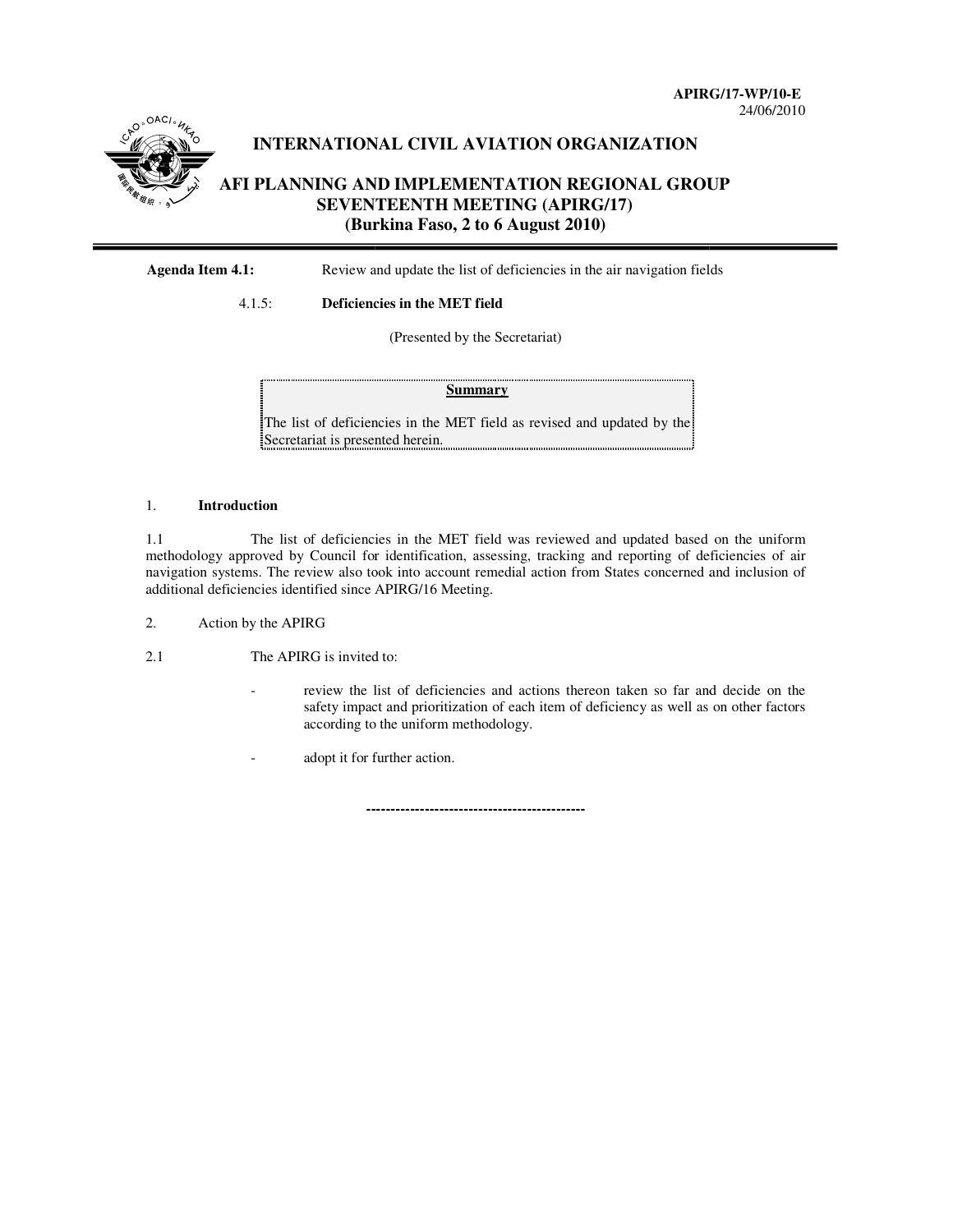**APIRG/17-WP/10-E**
24/06/2010

# INTERNATIONAL CIVIL AVIATION ORGANIZATION

## AFI PLANNING AND IMPLEMENTATION REGIONAL GROUP SEVENTEENTH MEETING (APIRG/17) (Burkina Faso, 2 to 6 August 2010)

**Agenda Item 4.1:** Review and update the list of deficiencies in the air navigation fields

4.1.5: **Deficiencies in the MET field**

(Presented by the Secretariat)

**Summary**

The list of deficiencies in the MET field as revised and updated by the Secretariat is presented herein.

1. **Introduction**

1.1 The list of deficiencies in the MET field was reviewed and updated based on the uniform methodology approved by Council for identification, assessing, tracking and reporting of deficiencies of air navigation systems. The review also took into account remedial action from States concerned and inclusion of additional deficiencies identified since APIRG/16 Meeting.

2. Action by the APIRG

2.1 The APIRG is invited to:

- review the list of deficiencies and actions thereon taken so far and decide on the safety impact and prioritization of each item of deficiency as well as on other factors according to the uniform methodology.
- adopt it for further action.

---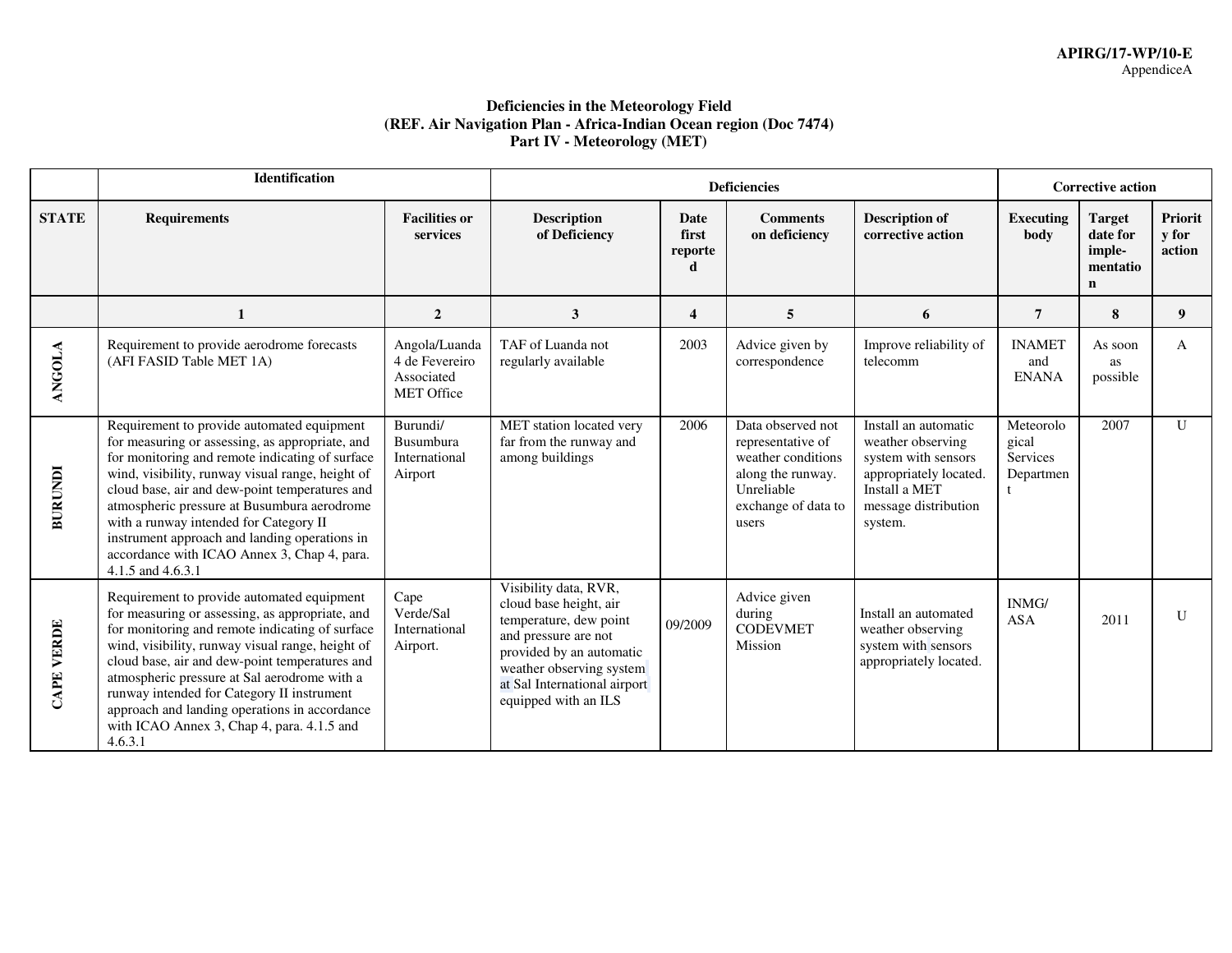**Deficiencies in the Meteorology Field**
**(REF. Air Navigation Plan - Africa-Indian Ocean region (Doc 7474)**
**Part IV - Meteorology (MET)**

| | Identification | | Deficiencies | | | | Corrective action | | |
|---|---|---|---|---|---|---|---|---|---|
| **STATE** | **Requirements** | **Facilities or services** | **Description of Deficiency** | **Date first reported** | **Comments on deficiency** | **Description of corrective action** | **Executing body** | **Target date for imple-mentation** | **Priority for action** |
| | **1** | **2** | **3** | **4** | **5** | **6** | **7** | **8** | **9** |
| **ANGOLA** | Requirement to provide aerodrome forecasts (AFI FASID Table MET 1A) | Angola/Luanda 4 de Fevereiro Associated MET Office | TAF of Luanda not regularly available | 2003 | Advice given by correspondence | Improve reliability of telecomm | INAMET and ENANA | As soon as possible | A |
| **BURUNDI** | Requirement to provide automated equipment for measuring or assessing, as appropriate, and for monitoring and remote indicating of surface wind, visibility, runway visual range, height of cloud base, air and dew-point temperatures and atmospheric pressure at Busumbura aerodrome with a runway intended for Category II instrument approach and landing operations in accordance with ICAO Annex 3, Chap 4, para. 4.1.5 and 4.6.3.1 | Burundi/ Busumbura International Airport | MET station located very far from the runway and among buildings | 2006 | Data observed not representative of weather conditions along the runway. Unreliable exchange of data to users | Install an automatic weather observing system with sensors appropriately located. Install a MET message distribution system. | Meteorological Services Department | 2007 | U |
| **CAPE VERDE** | Requirement to provide automated equipment for measuring or assessing, as appropriate, and for monitoring and remote indicating of surface wind, visibility, runway visual range, height of cloud base, air and dew-point temperatures and atmospheric pressure at Sal aerodrome with a runway intended for Category II instrument approach and landing operations in accordance with ICAO Annex 3, Chap 4, para. 4.1.5 and 4.6.3.1 | Cape Verde/Sal International Airport. | Visibility data, RVR, cloud base height, air temperature, dew point and pressure are not provided by an automatic weather observing system at Sal International airport equipped with an ILS | 09/2009 | Advice given during CODEVMET Mission | Install an automated weather observing system with sensors appropriately located. | INMG/ ASA | 2011 | U |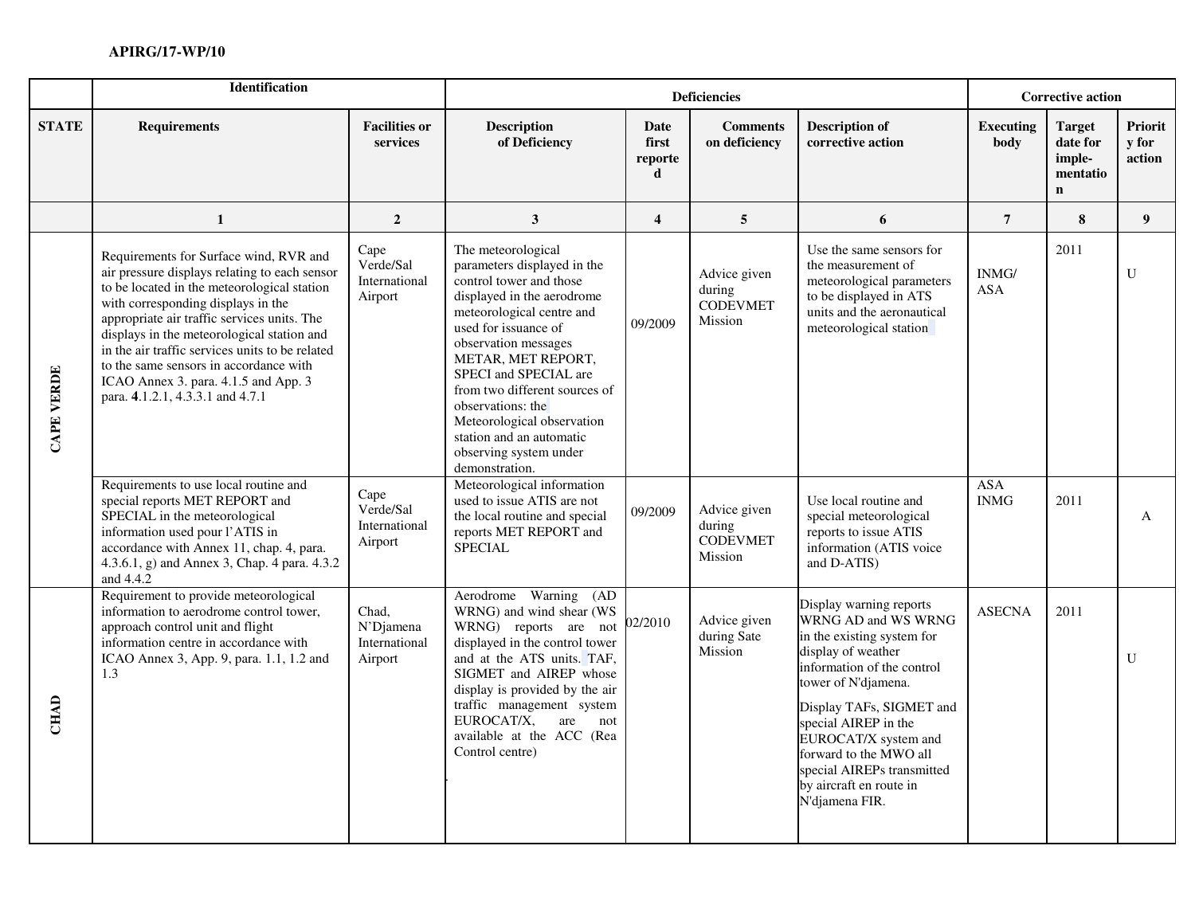| | Identification | | Deficiencies | | | | Corrective action | | |
|---|---|---|---|---|---|---|---|---|---|
| STATE | Requirements | Facilities or services | Description of Deficiency | Date first reported | Comments on deficiency | Description of corrective action | Executing body | Target date for imple-mentation | Priority for action |
| | 1 | 2 | 3 | 4 | 5 | 6 | 7 | 8 | 9 |
| CAPE VERDE | Requirements for Surface wind, RVR and air pressure displays relating to each sensor to be located in the meteorological station with corresponding displays in the appropriate air traffic services units. The displays in the meteorological station and in the air traffic services units to be related to the same sensors in accordance with ICAO Annex 3. para. 4.1.5 and App. 3 para. **4**.1.2.1, 4.3.3.1 and 4.7.1 | Cape Verde/Sal International Airport | The meteorological parameters displayed in the control tower and those displayed in the aerodrome meteorological centre and used for issuance of observation messages METAR, MET REPORT, SPECI and SPECIAL are from two different sources of observations: the Meteorological observation station and an automatic observing system under demonstration. | 09/2009 | Advice given during CODEVMET Mission | Use the same sensors for the measurement of meteorological parameters to be displayed in ATS units and the aeronautical meteorological station | INMG/ ASA | 2011 | U |
| | Requirements to use local routine and special reports MET REPORT and SPECIAL in the meteorological information used pour l'ATIS in accordance with Annex 11, chap. 4, para. 4.3.6.1, g) and Annex 3, Chap. 4 para. 4.3.2 and 4.4.2 | Cape Verde/Sal International Airport | Meteorological information used to issue ATIS are not the local routine and special reports MET REPORT and SPECIAL | 09/2009 | Advice given during CODEVMET Mission | Use local routine and special meteorological reports to issue ATIS information (ATIS voice and D-ATIS) | ASA INMG | 2011 | A |
| CHAD | Requirement to provide meteorological information to aerodrome control tower, approach control unit and flight information centre in accordance with ICAO Annex 3, App. 9, para. 1.1, 1.2 and 1.3 | Chad, N'Djamena International Airport | Aerodrome Warning (AD WRNG) and wind shear (WS WRNG) reports are not displayed in the control tower and at the ATS units. TAF, SIGMET and AIREP whose display is provided by the air traffic management system EUROCAT/X, are not available at the ACC (Rea Control centre) | 02/2010 | Advice given during Sate Mission | Display warning reports WRNG AD and WS WRNG in the existing system for display of weather information of the control tower of N'djamena.<br><br>Display TAFs, SIGMET and special AIREP in the EUROCAT/X system and forward to the MWO all special AIREPs transmitted by aircraft en route in N'djamena FIR. | ASECNA | 2011 | U |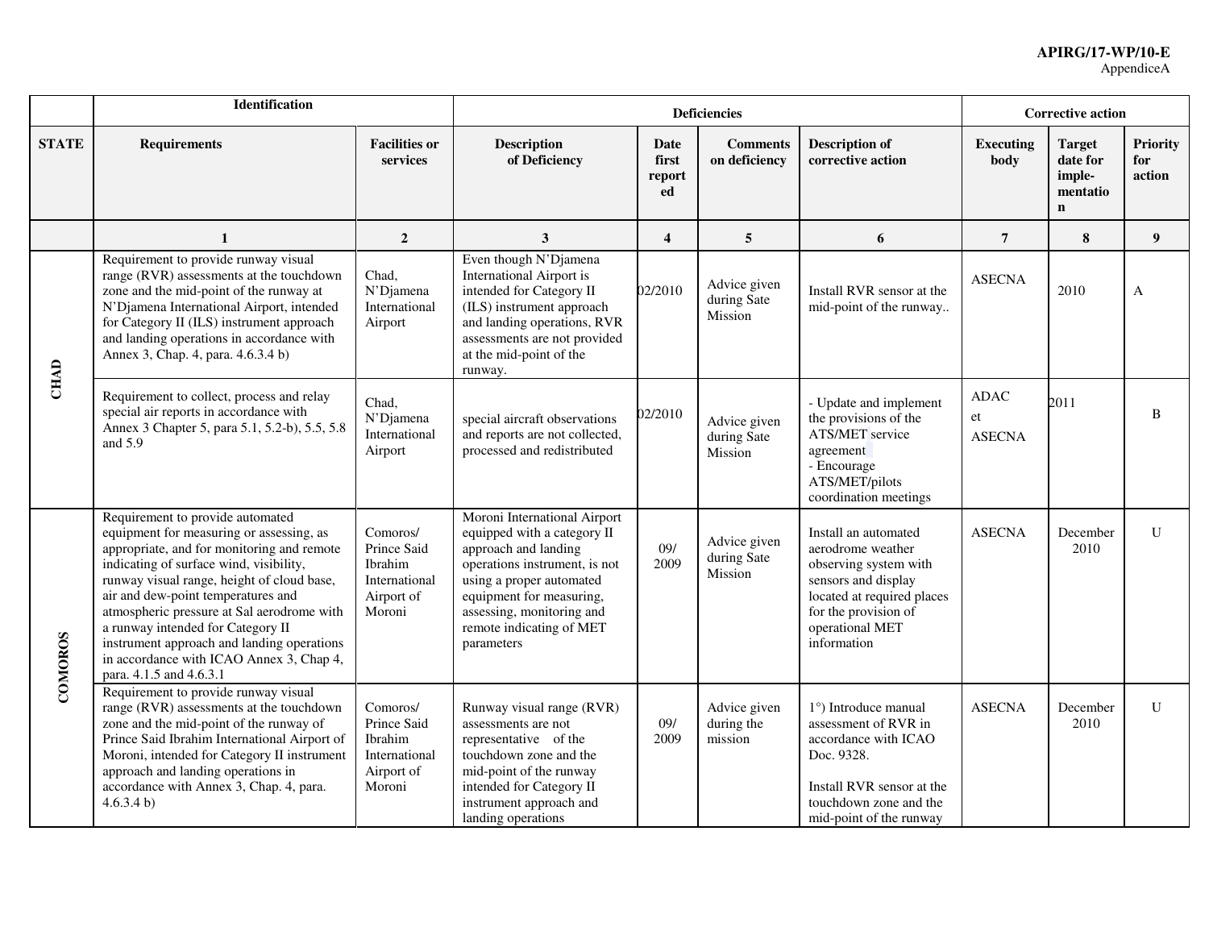| STATE | Identification | | Deficiencies | | | Corrective action | | | |
|---|---|---|---|---|---|---|---|---|---|
| | Requirements | Facilities or services | Description of Deficiency | Date first reported | Comments on deficiency | Description of corrective action | Executing body | Target date for imple-mentation | Priority for action |
| | 1 | 2 | 3 | 4 | 5 | 6 | 7 | 8 | 9 |
| CHAD | Requirement to provide runway visual range (RVR) assessments at the touchdown zone and the mid-point of the runway at N'Djamena International Airport, intended for Category II (ILS) instrument approach and landing operations in accordance with Annex 3, Chap. 4, para. 4.6.3.4 b) | Chad, N'Djamena International Airport | Even though N'Djamena International Airport is intended for Category II (ILS) instrument approach and landing operations, RVR assessments are not provided at the mid-point of the runway. | 02/2010 | Advice given during Sate Mission | Install RVR sensor at the mid-point of the runway.. | ASECNA | 2010 | A |
| | Requirement to collect, process and relay special air reports in accordance with Annex 3 Chapter 5, para 5.1, 5.2-b), 5.5, 5.8 and 5.9 | Chad, N'Djamena International Airport | special aircraft observations and reports are not collected, processed and redistributed | 02/2010 | Advice given during Sate Mission | - Update and implement the provisions of the ATS/MET service agreement<br>- Encourage ATS/MET/pilots coordination meetings | ADAC et ASECNA | 2011 | B |
| COMOROS | Requirement to provide automated equipment for measuring or assessing, as appropriate, and for monitoring and remote indicating of surface wind, visibility, runway visual range, height of cloud base, air and dew-point temperatures and atmospheric pressure at Sal aerodrome with a runway intended for Category II instrument approach and landing operations in accordance with ICAO Annex 3, Chap 4, para. 4.1.5 and 4.6.3.1 | Comoros/ Prince Said Ibrahim International Airport of Moroni | Moroni International Airport equipped with a category II approach and landing operations instrument, is not using a proper automated equipment for measuring, assessing, monitoring and remote indicating of MET parameters | 09/ 2009 | Advice given during Sate Mission | Install an automated aerodrome weather observing system with sensors and display located at required places for the provision of operational MET information | ASECNA | December 2010 | U |
| | Requirement to provide runway visual range (RVR) assessments at the touchdown zone and the mid-point of the runway of Prince Said Ibrahim International Airport of Moroni, intended for Category II instrument approach and landing operations in accordance with Annex 3, Chap. 4, para. 4.6.3.4 b) | Comoros/ Prince Said Ibrahim International Airport of Moroni | Runway visual range (RVR) assessments are not representative of the touchdown zone and the mid-point of the runway intended for Category II instrument approach and landing operations | 09/ 2009 | Advice given during the mission | 1°) Introduce manual assessment of RVR in accordance with ICAO Doc. 9328.<br><br>Install RVR sensor at the touchdown zone and the mid-point of the runway | ASECNA | December 2010 | U |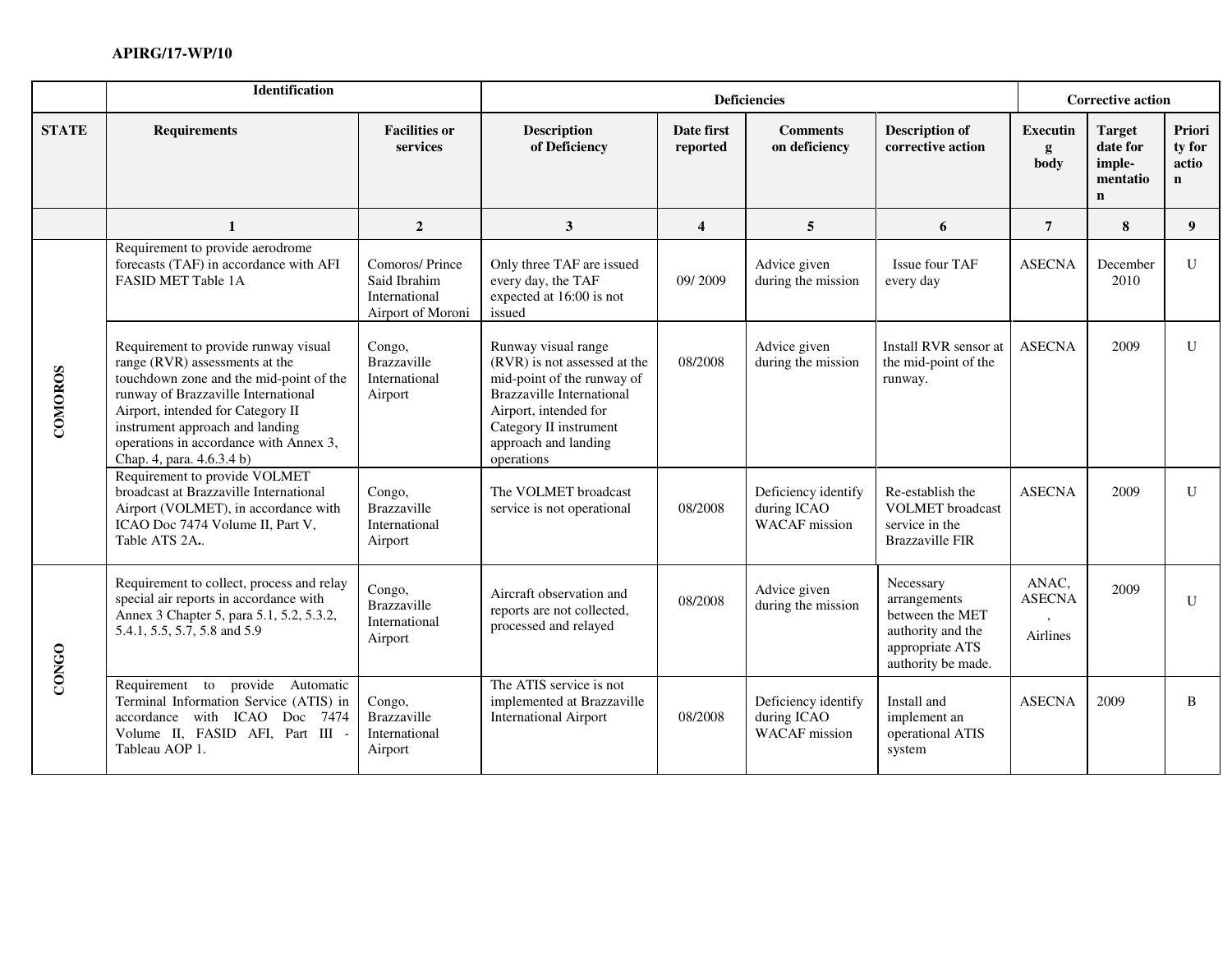| | Identification | | Deficiencies | | | | Corrective action | | |
|---|---|---|---|---|---|---|---|---|---|
| **STATE** | **Requirements** | **Facilities or services** | **Description of Deficiency** | **Date first reported** | **Comments on deficiency** | **Description of corrective action** | **Executing body** | **Target date for imple-mentation** | **Priority for action** |
| | **1** | **2** | **3** | **4** | **5** | **6** | **7** | **8** | **9** |
| **COMOROS** | Requirement to provide aerodrome forecasts (TAF) in accordance with AFI FASID MET Table 1A | Comoros/ Prince Said Ibrahim International Airport of Moroni | Only three TAF are issued every day, the TAF expected at 16:00 is not issued | 09/ 2009 | Advice given during the mission | Issue four TAF every day | ASECNA | December 2010 | U |
| | Requirement to provide runway visual range (RVR) assessments at the touchdown zone and the mid-point of the runway of Brazzaville International Airport, intended for Category II instrument approach and landing operations in accordance with Annex 3, Chap. 4, para. 4.6.3.4 b) | Congo, Brazzaville International Airport | Runway visual range (RVR) is not assessed at the mid-point of the runway of Brazzaville International Airport, intended for Category II instrument approach and landing operations | 08/2008 | Advice given during the mission | Install RVR sensor at the mid-point of the runway. | ASECNA | 2009 | U |
| | Requirement to provide VOLMET broadcast at Brazzaville International Airport (VOLMET), in accordance with ICAO Doc 7474 Volume II, Part V, Table ATS 2A.. | Congo, Brazzaville International Airport | The VOLMET broadcast service is not operational | 08/2008 | Deficiency identify during ICAO WACAF mission | Re-establish the VOLMET broadcast service in the Brazzaville FIR | ASECNA | 2009 | U |
| **CONGO** | Requirement to collect, process and relay special air reports in accordance with Annex 3 Chapter 5, para 5.1, 5.2, 5.3.2, 5.4.1, 5.5, 5.7, 5.8 and 5.9 | Congo, Brazzaville International Airport | Aircraft observation and reports are not collected, processed and relayed | 08/2008 | Advice given during the mission | Necessary arrangements between the MET authority and the appropriate ATS authority be made. | ANAC, ASECNA, Airlines | 2009 | U |
| | Requirement to provide Automatic Terminal Information Service (ATIS) in accordance with ICAO Doc 7474 Volume II, FASID AFI, Part III - Tableau AOP 1. | Congo, Brazzaville International Airport | The ATIS service is not implemented at Brazzaville International Airport | 08/2008 | Deficiency identify during ICAO WACAF mission | Install and implement an operational ATIS system | ASECNA | 2009 | B |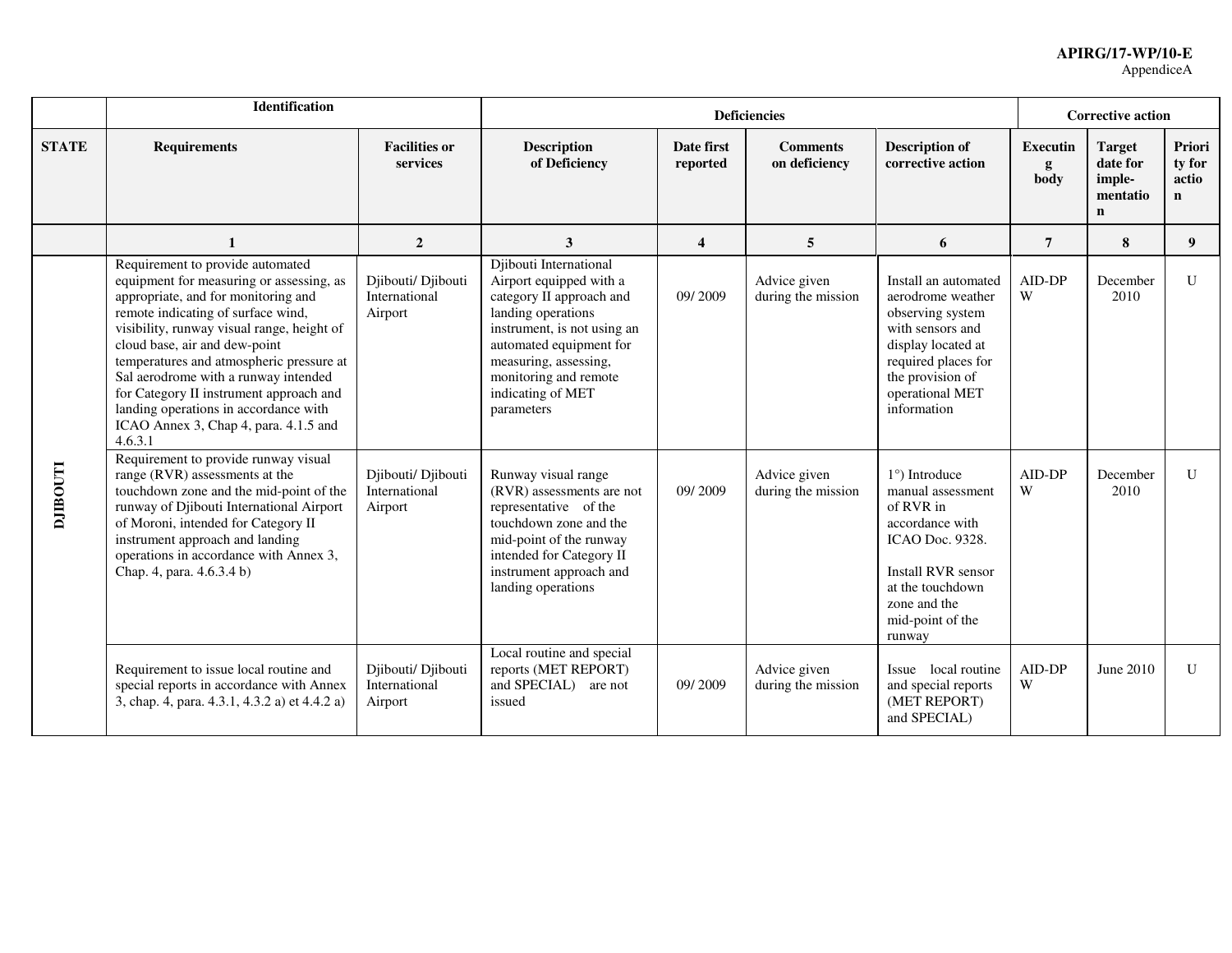| STATE | Identification | | Deficiencies | | | Corrective action | | | |
|---|---|---|---|---|---|---|---|---|---|
| | **Requirements** | **Facilities or services** | **Description of Deficiency** | **Date first reported** | **Comments on deficiency** | **Description of corrective action** | **Executing body** | **Target date for imple-mentation** | **Priority for action** |
| | **1** | **2** | **3** | **4** | **5** | **6** | **7** | **8** | **9** |
| **DJIBOUTI** | Requirement to provide automated equipment for measuring or assessing, as appropriate, and for monitoring and remote indicating of surface wind, visibility, runway visual range, height of cloud base, air and dew-point temperatures and atmospheric pressure at Sal aerodrome with a runway intended for Category II instrument approach and landing operations in accordance with ICAO Annex 3, Chap 4, para. 4.1.5 and 4.6.3.1 | Djibouti/ Djibouti International Airport | Djibouti International Airport equipped with a category II approach and landing operations instrument, is not using an automated equipment for measuring, assessing, monitoring and remote indicating of MET parameters | 09/ 2009 | Advice given during the mission | Install an automated aerodrome weather observing system with sensors and display located at required places for the provision of operational MET information | AID-DPW | December 2010 | U |
| | Requirement to provide runway visual range (RVR) assessments at the touchdown zone and the mid-point of the runway of Djibouti International Airport of Moroni, intended for Category II instrument approach and landing operations in accordance with Annex 3, Chap. 4, para. 4.6.3.4 b) | Djibouti/ Djibouti International Airport | Runway visual range (RVR) assessments are not representative of the touchdown zone and the mid-point of the runway intended for Category II instrument approach and landing operations | 09/ 2009 | Advice given during the mission | 1°) Introduce manual assessment of RVR in accordance with ICAO Doc. 9328.<br><br>Install RVR sensor at the touchdown zone and the mid-point of the runway | AID-DPW | December 2010 | U |
| | Requirement to issue local routine and special reports in accordance with Annex 3, chap. 4, para. 4.3.1, 4.3.2 a) et 4.4.2 a) | Djibouti/ Djibouti International Airport | Local routine and special reports (MET REPORT) and SPECIAL) are not issued | 09/ 2009 | Advice given during the mission | Issue local routine and special reports (MET REPORT) and SPECIAL) | AID-DPW | June 2010 | U |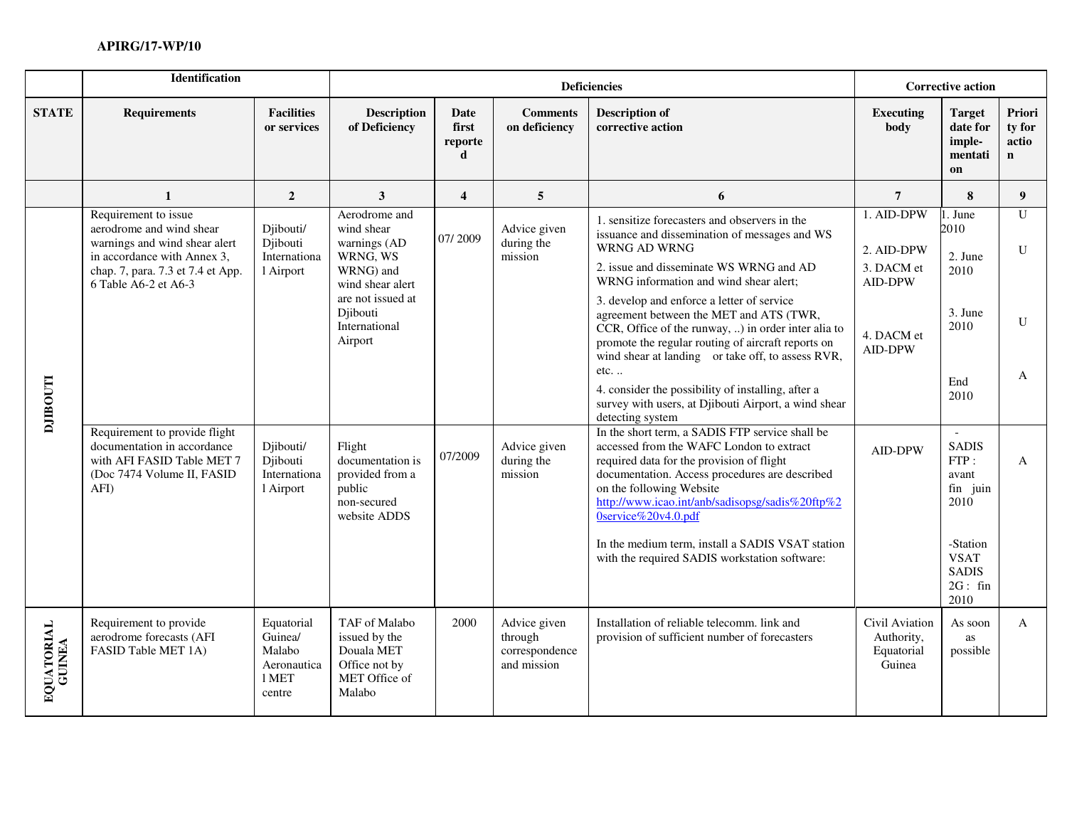**APIRG/17-WP/10**

| | Identification | | Deficiencies | | | | Corrective action | | |
|---|---|---|---|---|---|---|---|---|---|
| **STATE** | **Requirements** | **Facilities or services** | **Description of Deficiency** | **Date first reported** | **Comments on deficiency** | **Description of corrective action** | **Executing body** | **Target date for imple-mentation** | **Priority for action** |
| | **1** | **2** | **3** | **4** | **5** | **6** | **7** | **8** | **9** |
| **DJIBOUTI** | Requirement to issue aerodrome and wind shear warnings and wind shear alert in accordance with Annex 3, chap. 7, para. 7.3 et 7.4 et App. 6 Table A6-2 et A6-3 | Djibouti/ Djibouti International Airport | Aerodrome and wind shear warnings (AD WRNG, WS WRNG) and wind shear alert are not issued at Djibouti International Airport | 07/ 2009 | Advice given during the mission | 1. sensitize forecasters and observers in the issuance and dissemination of messages and WS WRNG AD WRNG<br>2. issue and disseminate WS WRNG and AD WRNG information and wind shear alert;<br>3. develop and enforce a letter of service agreement between the MET and ATS (TWR, CCR, Office of the runway, ..) in order inter alia to promote the regular routing of aircraft reports on wind shear at landing or take off, to assess RVR, etc. ..<br>4. consider the possibility of installing, after a survey with users, at Djibouti Airport, a wind shear detecting system | 1. AID-DPW<br>2. AID-DPW<br>3. DACM et AID-DPW<br>4. DACM et AID-DPW | 1. June 2010<br>2. June 2010<br>3. June 2010<br>End 2010 | U<br>U<br>U<br>A |
| | Requirement to provide flight documentation in accordance with AFI FASID Table MET 7 (Doc 7474 Volume II, FASID AFI) | Djibouti/ Djibouti International Airport | Flight documentation is provided from a public non-secured website ADDS | 07/2009 | Advice given during the mission | In the short term, a SADIS FTP service shall be accessed from the WAFC London to extract required data for the provision of flight documentation. Access procedures are described on the following Website [http://www.icao.int/anb/sadisopsg/sadis%20ftp%20service%20v4.0.pdf](http://www.icao.int/anb/sadisopsg/sadis%20ftp%20service%20v4.0.pdf)<br><br>In the medium term, install a SADIS VSAT station with the required SADIS workstation software: | AID-DPW | - SADIS FTP : avant fin juin 2010<br><br>-Station VSAT SADIS 2G : fin 2010 | A |
| **EQUATORIAL GUINEA** | Requirement to provide aerodrome forecasts (AFI FASID Table MET 1A) | Equatorial Guinea/ Malabo Aeronautical MET centre | TAF of Malabo issued by the Douala MET Office not by MET Office of Malabo | 2000 | Advice given through correspondence and mission | Installation of reliable telecomm. link and provision of sufficient number of forecasters | Civil Aviation Authority, Equatorial Guinea | As soon as possible | A |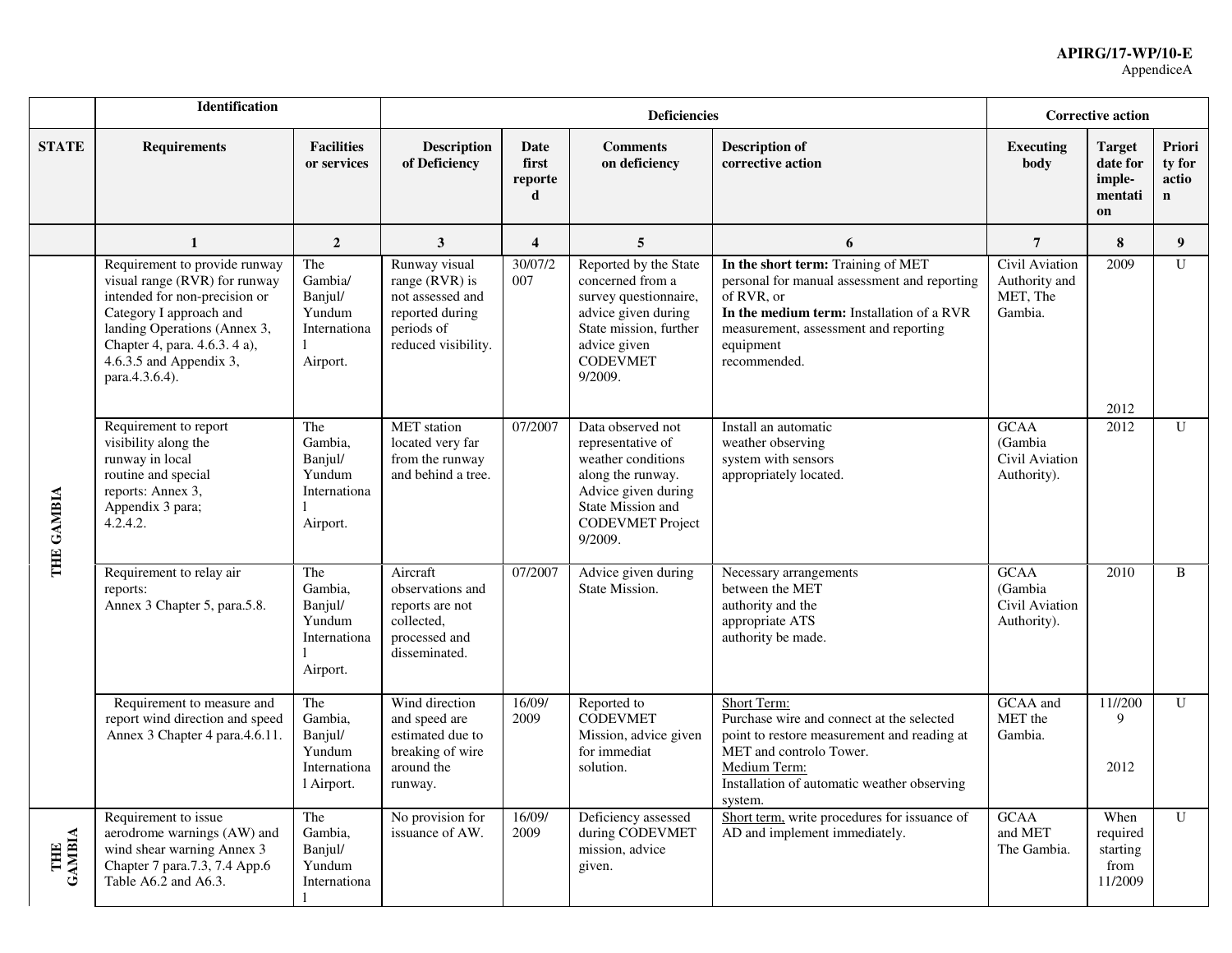| | Identification | | Deficiencies | | | | Corrective action | | |
|---|---|---|---|---|---|---|---|---|---|
| **STATE** | **Requirements** | **Facilities or services** | **Description of Deficiency** | **Date first reported** | **Comments on deficiency** | **Description of corrective action** | **Executing body** | **Target date for imple-mentation** | **Priority for action** |
| | **1** | **2** | **3** | **4** | **5** | **6** | **7** | **8** | **9** |
| THE GAMBIA | Requirement to provide runway visual range (RVR) for runway intended for non-precision or Category I approach and landing Operations (Annex 3, Chapter 4, para. 4.6.3. 4 a), 4.6.3.5 and Appendix 3, para.4.3.6.4). | The Gambia/ Banjul/ Yundum International Airport. | Runway visual range (RVR) is not assessed and reported during periods of reduced visibility. | 30/07/2007 | Reported by the State concerned from a survey questionnaire, advice given during State mission, further advice given CODEVMET 9/2009. | **In the short term:** Training of MET personal for manual assessment and reporting of RVR, or **In the medium term:** Installation of a RVR measurement, assessment and reporting equipment recommended. | Civil Aviation Authority and MET, The Gambia. | 2009<br><br>2012 | U |
| | Requirement to report visibility along the runway in local routine and special reports: Annex 3, Appendix 3 para; 4.2.4.2. | The Gambia, Banjul/ Yundum International Airport. | MET station located very far from the runway and behind a tree. | 07/2007 | Data observed not representative of weather conditions along the runway. Advice given during State Mission and CODEVMET Project 9/2009. | Install an automatic weather observing system with sensors appropriately located. | GCAA (Gambia Civil Aviation Authority). | 2012 | U |
| | Requirement to relay air reports: Annex 3 Chapter 5, para.5.8. | The Gambia, Banjul/ Yundum International Airport. | Aircraft observations and reports are not collected, processed and disseminated. | 07/2007 | Advice given during State Mission. | Necessary arrangements between the MET authority and the appropriate ATS authority be made. | GCAA (Gambia Civil Aviation Authority). | 2010 | B |
| | Requirement to measure and report wind direction and speed Annex 3 Chapter 4 para.4.6.11. | The Gambia, Banjul/ Yundum International Airport. | Wind direction and speed are estimated due to breaking of wire around the runway. | 16/09/2009 | Reported to CODEVMET Mission, advice given for immediat solution. | Short Term:<br>Purchase wire and connect at the selected point to restore measurement and reading at MET and controlo Tower.<br>Medium Term:<br>Installation of automatic weather observing system. | GCAA and MET the Gambia. | 11//2009<br><br>2012 | U |
| THE GAMBIA | Requirement to issue aerodrome warnings (AW) and wind shear warning Annex 3 Chapter 7 para.7.3, 7.4 App.6 Table A6.2 and A6.3. | The Gambia, Banjul/ Yundum International | No provision for issuance of AW. | 16/09/2009 | Deficiency assessed during CODEVMET mission, advice given. | Short term, write procedures for issuance of AD and implement immediately. | GCAA and MET The Gambia. | When required starting from 11/2009 | U |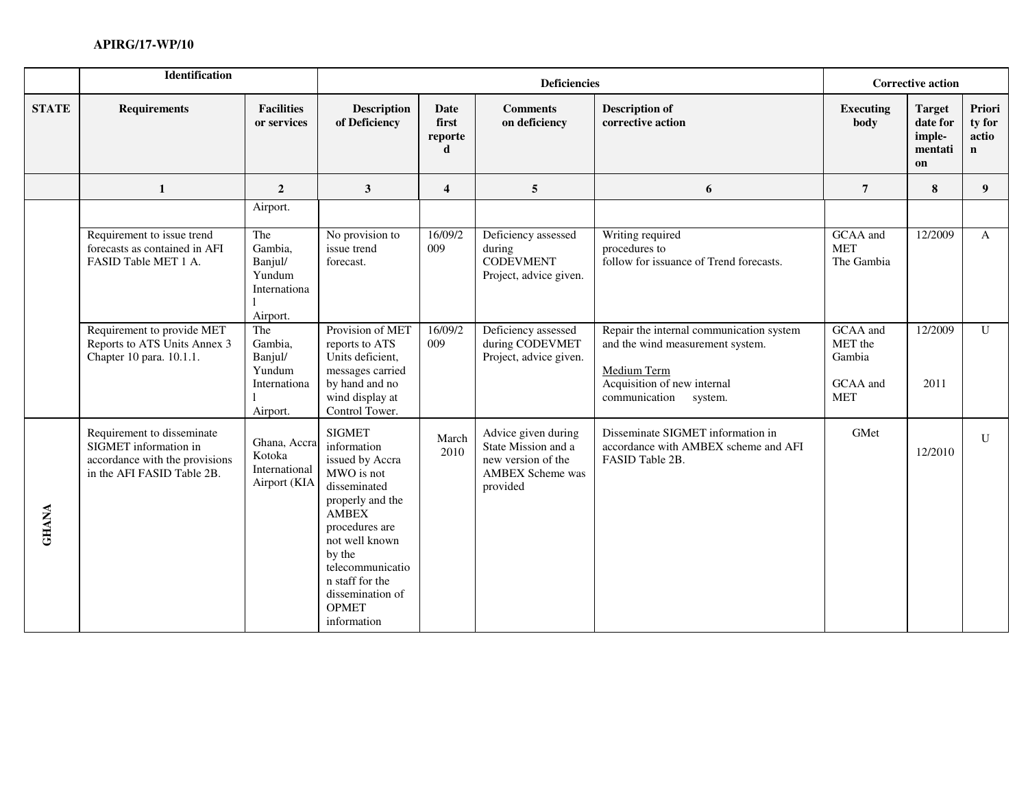| | Identification | | Deficiencies | | | | Corrective action | | |
|---|---|---|---|---|---|---|---|---|---|
| **STATE** | **Requirements** | **Facilities or services** | **Description of Deficiency** | **Date first reported** | **Comments on deficiency** | **Description of corrective action** | **Executing body** | **Target date for imple-mentation** | **Priority for action** |
| | **1** | **2** | **3** | **4** | **5** | **6** | **7** | **8** | **9** |
| | | Airport. | | | | | | | |
| | Requirement to issue trend forecasts as contained in AFI FASID Table MET 1 A. | The Gambia, Banjul/ Yundum International Airport. | No provision to issue trend forecast. | 16/09/2009 | Deficiency assessed during CODEVMENT Project, advice given. | Writing required procedures to follow for issuance of Trend forecasts. | GCAA and MET The Gambia | 12/2009 | A |
| | Requirement to provide MET Reports to ATS Units Annex 3 Chapter 10 para. 10.1.1. | The Gambia, Banjul/ Yundum International Airport. | Provision of MET reports to ATS Units deficient, messages carried by hand and no wind display at Control Tower. | 16/09/2009 | Deficiency assessed during CODEVMET Project, advice given. | Repair the internal communication system and the wind measurement system.<br><br>Medium Term<br>Acquisition of new internal communication system. | GCAA and MET the Gambia<br><br>GCAA and MET | 12/2009<br><br>2011 | U |
| **GHANA** | Requirement to disseminate SIGMET information in accordance with the provisions in the AFI FASID Table 2B. | Ghana, Accra Kotoka International Airport (KIA | SIGMET information issued by Accra MWO is not disseminated properly and the AMBEX procedures are not well known by the telecommunication staff for the dissemination of OPMET information | March 2010 | Advice given during State Mission and a new version of the AMBEX Scheme was provided | Disseminate SIGMET information in accordance with AMBEX scheme and AFI FASID Table 2B. | GMet | 12/2010 | U |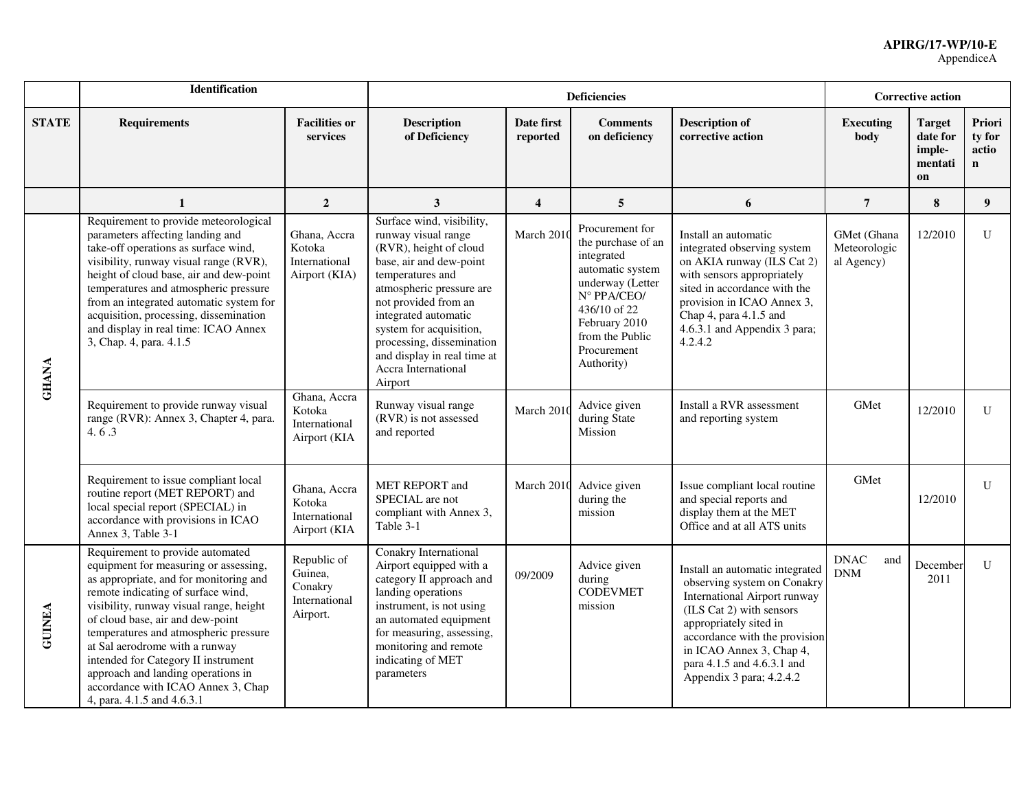| | Identification | | Deficiencies | | | | Corrective action | | |
|---|---|---|---|---|---|---|---|---|---|
| **STATE** | **Requirements** | **Facilities or services** | **Description of Deficiency** | **Date first reported** | **Comments on deficiency** | **Description of corrective action** | **Executing body** | **Target date for imple-mentation** | **Priority for action** |
| | **1** | **2** | **3** | **4** | **5** | **6** | **7** | **8** | **9** |
| **GHANA** | Requirement to provide meteorological parameters affecting landing and take-off operations as surface wind, visibility, runway visual range (RVR), height of cloud base, air and dew-point temperatures and atmospheric pressure from an integrated automatic system for acquisition, processing, dissemination and display in real time: ICAO Annex 3, Chap. 4, para. 4.1.5 | Ghana, Accra Kotoka International Airport (KIA) | Surface wind, visibility, runway visual range (RVR), height of cloud base, air and dew-point temperatures and atmospheric pressure are not provided from an integrated automatic system for acquisition, processing, dissemination and display in real time at Accra International Airport | March 2010 | Procurement for the purchase of an integrated automatic system underway (Letter N° PPA/CEO/ 436/10 of 22 February 2010 from the Public Procurement Authority) | Install an automatic integrated observing system on AKIA runway (ILS Cat 2) with sensors appropriately sited in accordance with the provision in ICAO Annex 3, Chap 4, para 4.1.5 and 4.6.3.1 and Appendix 3 para; 4.2.4.2 | GMet (Ghana Meteorological Agency) | 12/2010 | U |
| | Requirement to provide runway visual range (RVR): Annex 3, Chapter 4, para. 4. 6 .3 | Ghana, Accra Kotoka International Airport (KIA | Runway visual range (RVR) is not assessed and reported | March 2010 | Advice given during State Mission | Install a RVR assessment and reporting system | GMet | 12/2010 | U |
| | Requirement to issue compliant local routine report (MET REPORT) and local special report (SPECIAL) in accordance with provisions in ICAO Annex 3, Table 3-1 | Ghana, Accra Kotoka International Airport (KIA | MET REPORT and SPECIAL are not compliant with Annex 3, Table 3-1 | March 2010 | Advice given during the mission | Issue compliant local routine and special reports and display them at the MET Office and at all ATS units | GMet | 12/2010 | U |
| **GUINEA** | Requirement to provide automated equipment for measuring or assessing, as appropriate, and for monitoring and remote indicating of surface wind, visibility, runway visual range, height of cloud base, air and dew-point temperatures and atmospheric pressure at Sal aerodrome with a runway intended for Category II instrument approach and landing operations in accordance with ICAO Annex 3, Chap 4, para. 4.1.5 and 4.6.3.1 | Republic of Guinea, Conakry International Airport. | Conakry International Airport equipped with a category II approach and landing operations instrument, is not using an automated equipment for measuring, assessing, monitoring and remote indicating of MET parameters | 09/2009 | Advice given during CODEVMET mission | Install an automatic integrated observing system on Conakry International Airport runway (ILS Cat 2) with sensors appropriately sited in accordance with the provision in ICAO Annex 3, Chap 4, para 4.1.5 and 4.6.3.1 and Appendix 3 para; 4.2.4.2 | DNAC and DNM | December 2011 | U |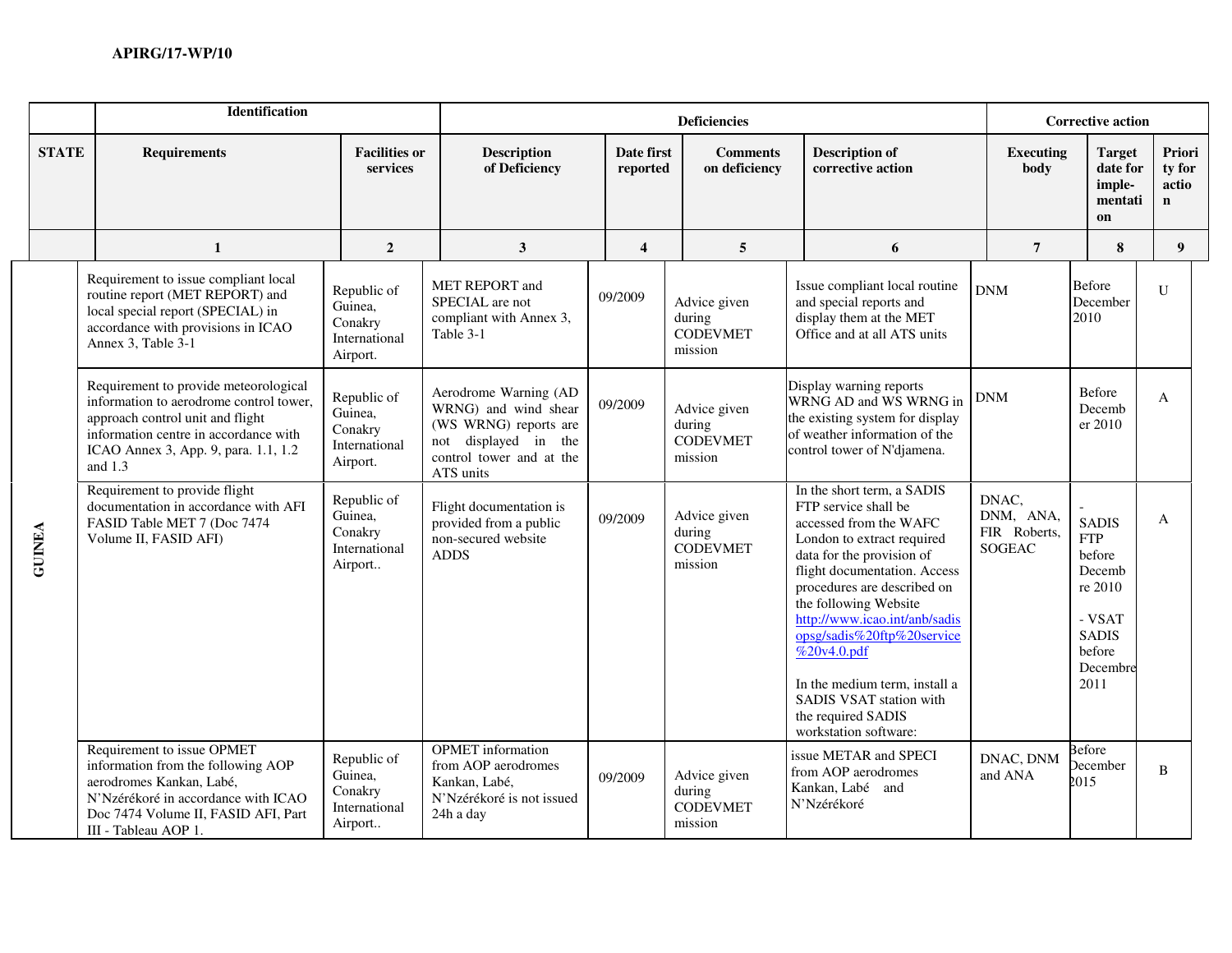| STATE | Identification | | Deficiencies | | | | Corrective action | | |
|---|---|---|---|---|---|---|---|---|---|
| | Requirements | Facilities or services | Description of Deficiency | Date first reported | Comments on deficiency | Description of corrective action | Executing body | Target date for imple-mentation | Priority for action |
| | 1 | 2 | 3 | 4 | 5 | 6 | 7 | 8 | 9 |
| GUINEA | Requirement to issue compliant local routine report (MET REPORT) and local special report (SPECIAL) in accordance with provisions in ICAO Annex 3, Table 3-1 | Republic of Guinea, Conakry International Airport. | MET REPORT and SPECIAL are not compliant with Annex 3, Table 3-1 | 09/2009 | Advice given during CODEVMET mission | Issue compliant local routine and special reports and display them at the MET Office and at all ATS units | DNM | Before December 2010 | U |
| | Requirement to provide meteorological information to aerodrome control tower, approach control unit and flight information centre in accordance with ICAO Annex 3, App. 9, para. 1.1, 1.2 and 1.3 | Republic of Guinea, Conakry International Airport. | Aerodrome Warning (AD WRNG) and wind shear (WS WRNG) reports are not displayed in the control tower and at the ATS units | 09/2009 | Advice given during CODEVMET mission | Display warning reports WRNG AD and WS WRNG in the existing system for display of weather information of the control tower of N'djamena. | DNM | Before December 2010 | A |
| | Requirement to provide flight documentation in accordance with AFI FASID Table MET 7 (Doc 7474 Volume II, FASID AFI) | Republic of Guinea, Conakry International Airport.. | Flight documentation is provided from a public non-secured website ADDS | 09/2009 | Advice given during CODEVMET mission | In the short term, a SADIS FTP service shall be accessed from the WAFC London to extract required data for the provision of flight documentation. Access procedures are described on the following Website http://www.icao.int/anb/sadisopsg/sadis%20ftp%20service%20v4.0.pdf<br><br>In the medium term, install a SADIS VSAT station with the required SADIS workstation software: | DNAC, DNM, ANA, FIR Roberts, SOGEAC | - SADIS FTP before Decembre 2010<br><br>- VSAT SADIS before Decembre 2011 | A |
| | Requirement to issue OPMET information from the following AOP aerodromes Kankan, Labé, N'Nzérékoré in accordance with ICAO Doc 7474 Volume II, FASID AFI, Part III - Tableau AOP 1. | Republic of Guinea, Conakry International Airport.. | OPMET information from AOP aerodromes Kankan, Labé, N'Nzérékoré is not issued 24h a day | 09/2009 | Advice given during CODEVMET mission | issue METAR and SPECI from AOP aerodromes Kankan, Labé and N'Nzérékoré | DNAC, DNM and ANA | Before December 2015 | B |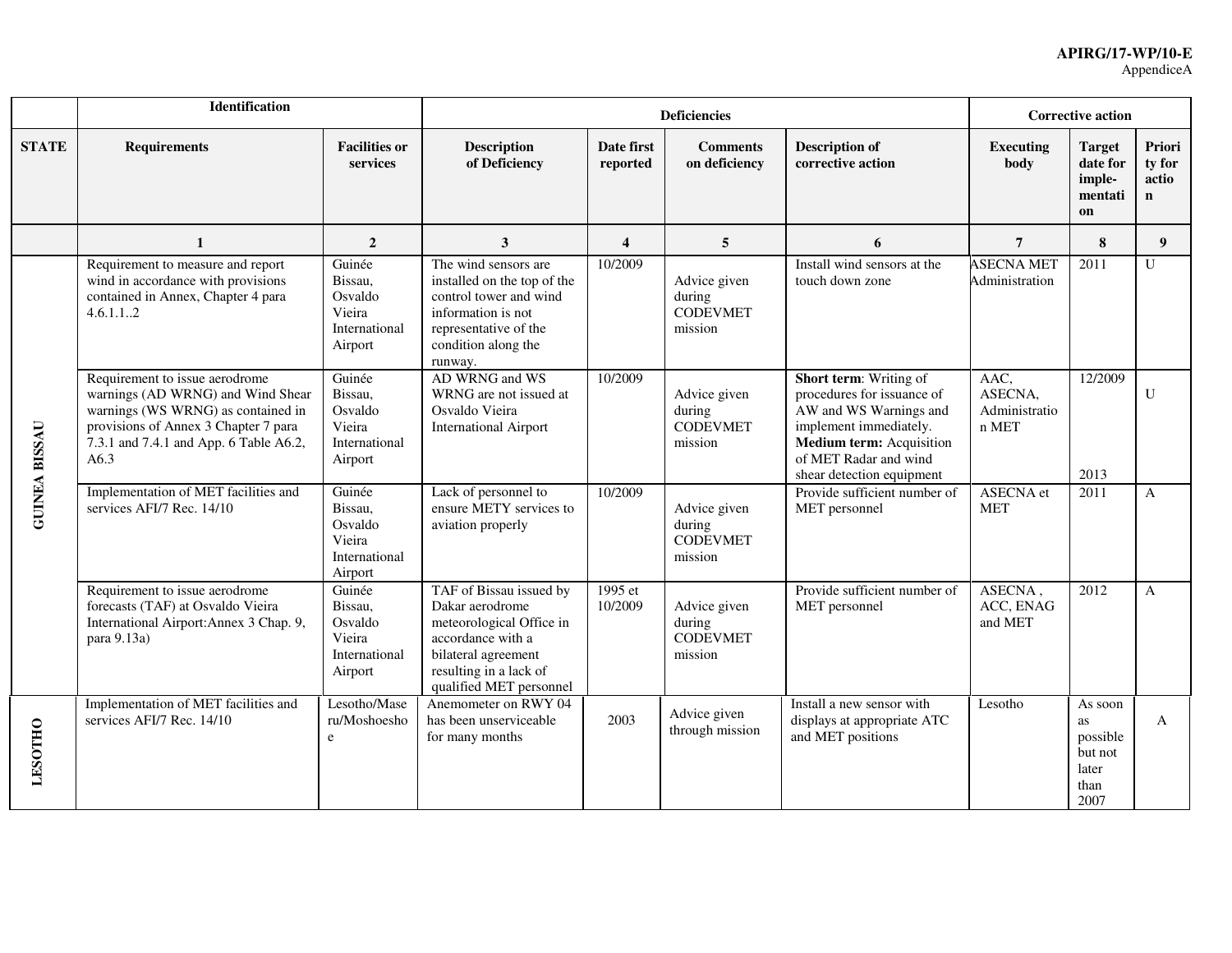| | Identification | | Deficiencies | | | | Corrective action | | |
|---|---|---|---|---|---|---|---|---|---|
| STATE | Requirements | Facilities or services | Description of Deficiency | Date first reported | Comments on deficiency | Description of corrective action | Executing body | Target date for imple-mentation | Priority for action |
| | 1 | 2 | 3 | 4 | 5 | 6 | 7 | 8 | 9 |
| GUINEA BISSAU | Requirement to measure and report wind in accordance with provisions contained in Annex, Chapter 4 para 4.6.1.1..2 | Guinée Bissau, Osvaldo Vieira International Airport | The wind sensors are installed on the top of the control tower and wind information is not representative of the condition along the runway. | 10/2009 | Advice given during CODEVMET mission | Install wind sensors at the touch down zone | ASECNA MET Administration | 2011 | U |
| | Requirement to issue aerodrome warnings (AD WRNG) and Wind Shear warnings (WS WRNG) as contained in provisions of Annex 3 Chapter 7 para 7.3.1 and 7.4.1 and App. 6 Table A6.2, A6.3 | Guinée Bissau, Osvaldo Vieira International Airport | AD WRNG and WS WRNG are not issued at Osvaldo Vieira International Airport | 10/2009 | Advice given during CODEVMET mission | **Short term**: Writing of procedures for issuance of AW and WS Warnings and implement immediately. **Medium term:** Acquisition of MET Radar and wind shear detection equipment | AAC, ASECNA, Administration MET | 12/2009<br><br>2013 | U |
| | Implementation of MET facilities and services AFI/7 Rec. 14/10 | Guinée Bissau, Osvaldo Vieira International Airport | Lack of personnel to ensure METY services to aviation properly | 10/2009 | Advice given during CODEVMET mission | Provide sufficient number of MET personnel | ASECNA et MET | 2011 | A |
| | Requirement to issue aerodrome forecasts (TAF) at Osvaldo Vieira International Airport:Annex 3 Chap. 9, para 9.13a) | Guinée Bissau, Osvaldo Vieira International Airport | TAF of Bissau issued by Dakar aerodrome meteorological Office in accordance with a bilateral agreement resulting in a lack of qualified MET personnel | 1995 et 10/2009 | Advice given during CODEVMET mission | Provide sufficient number of MET personnel | ASECNA , ACC, ENAG and MET | 2012 | A |
| LESOTHO | Implementation of MET facilities and services AFI/7 Rec. 14/10 | Lesotho/Maseru/Moshoeshoe | Anemometer on RWY 04 has been unserviceable for many months | 2003 | Advice given through mission | Install a new sensor with displays at appropriate ATC and MET positions | Lesotho | As soon as possible but not later than 2007 | A |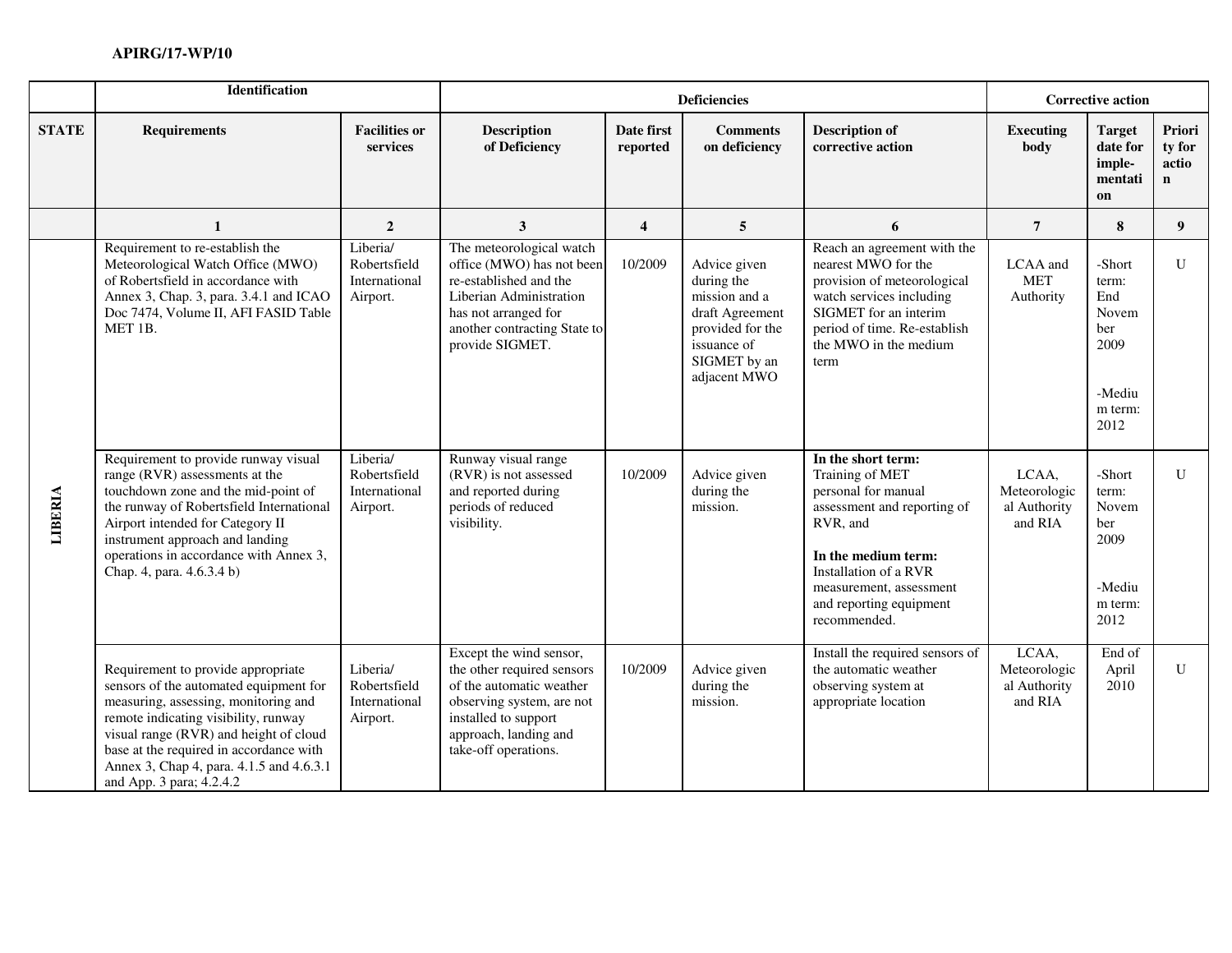| | Identification | | Deficiencies | | | | Corrective action | | |
|---|---|---|---|---|---|---|---|---|---|
| **STATE** | **Requirements** | **Facilities or services** | **Description of Deficiency** | **Date first reported** | **Comments on deficiency** | **Description of corrective action** | **Executing body** | **Target date for imple-mentation** | **Priority for action** |
| | **1** | **2** | **3** | **4** | **5** | **6** | **7** | **8** | **9** |
| **LIBERIA** | Requirement to re-establish the Meteorological Watch Office (MWO) of Robertsfield in accordance with Annex 3, Chap. 3, para. 3.4.1 and ICAO Doc 7474, Volume II, AFI FASID Table MET 1B. | Liberia/ Robertsfield International Airport. | The meteorological watch office (MWO) has not been re-established and the Liberian Administration has not arranged for another contracting State to provide SIGMET. | 10/2009 | Advice given during the mission and a draft Agreement provided for the issuance of SIGMET by an adjacent MWO | Reach an agreement with the nearest MWO for the provision of meteorological watch services including SIGMET for an interim period of time. Re-establish the MWO in the medium term | LCAA and MET Authority | -Short term: End November 2009<br><br>-Medium term: 2012 | U |
| | Requirement to provide runway visual range (RVR) assessments at the touchdown zone and the mid-point of the runway of Robertsfield International Airport intended for Category II instrument approach and landing operations in accordance with Annex 3, Chap. 4, para. 4.6.3.4 b) | Liberia/ Robertsfield International Airport. | Runway visual range (RVR) is not assessed and reported during periods of reduced visibility. | 10/2009 | Advice given during the mission. | **In the short term:** Training of MET personal for manual assessment and reporting of RVR, and<br><br>**In the medium term:** Installation of a RVR measurement, assessment and reporting equipment recommended. | LCAA, Meteorological Authority and RIA | -Short term: November 2009<br><br>-Medium term: 2012 | U |
| | Requirement to provide appropriate sensors of the automated equipment for measuring, assessing, monitoring and remote indicating visibility, runway visual range (RVR) and height of cloud base at the required in accordance with Annex 3, Chap 4, para. 4.1.5 and 4.6.3.1 and App. 3 para; 4.2.4.2 | Liberia/ Robertsfield International Airport. | Except the wind sensor, the other required sensors of the automatic weather observing system, are not installed to support approach, landing and take-off operations. | 10/2009 | Advice given during the mission. | Install the required sensors of the automatic weather observing system at appropriate location | LCAA, Meteorological Authority and RIA | End of April 2010 | U |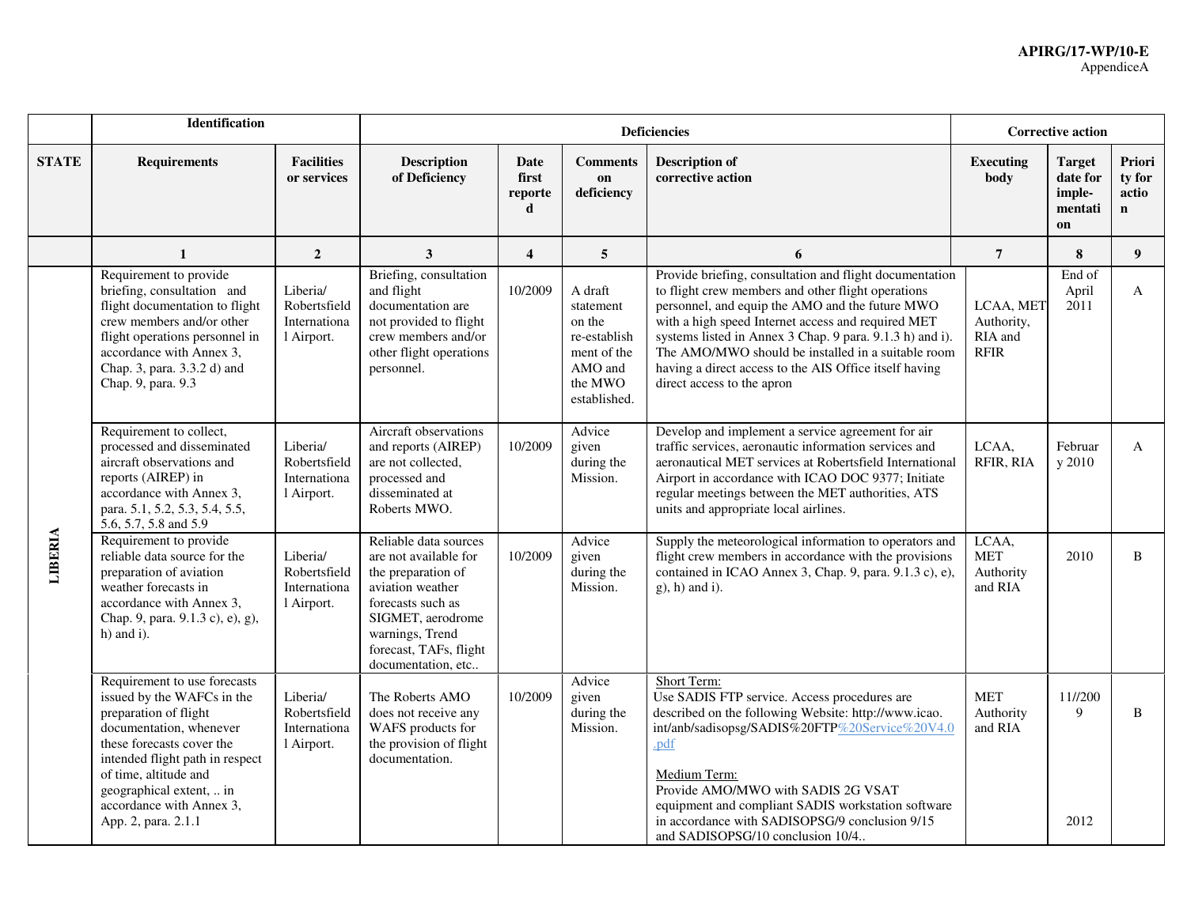| | Identification | | Deficiencies | | | | Corrective action | | |
|---|---|---|---|---|---|---|---|---|---|
| **STATE** | **Requirements** | **Facilities or services** | **Description of Deficiency** | **Date first reported** | **Comments on deficiency** | **Description of corrective action** | **Executing body** | **Target date for implementation** | **Priority for action** |
| | **1** | **2** | **3** | **4** | **5** | **6** | **7** | **8** | **9** |
| **LIBERIA** | Requirement to provide briefing, consultation and flight documentation to flight crew members and/or other flight operations personnel in accordance with Annex 3, Chap. 3, para. 3.3.2 d) and Chap. 9, para. 9.3 | Liberia/ Robertsfield International Airport. | Briefing, consultation and flight documentation are not provided to flight crew members and/or other flight operations personnel. | 10/2009 | A draft statement on the re-establishment of the AMO and the MWO established. | Provide briefing, consultation and flight documentation to flight crew members and other flight operations personnel, and equip the AMO and the future MWO with a high speed Internet access and required MET systems listed in Annex 3 Chap. 9 para. 9.1.3 h) and i). The AMO/MWO should be installed in a suitable room having a direct access to the AIS Office itself having direct access to the apron | LCAA, MET Authority, RIA and RFIR | End of April 2011 | A |
| | Requirement to collect, processed and disseminated aircraft observations and reports (AIREP) in accordance with Annex 3, para. 5.1, 5.2, 5.3, 5.4, 5.5, 5.6, 5.7, 5.8 and 5.9 | Liberia/ Robertsfield International Airport. | Aircraft observations and reports (AIREP) are not collected, processed and disseminated at Roberts MWO. | 10/2009 | Advice given during the Mission. | Develop and implement a service agreement for air traffic services, aeronautic information services and aeronautical MET services at Robertsfield International Airport in accordance with ICAO DOC 9377; Initiate regular meetings between the MET authorities, ATS units and appropriate local airlines. | LCAA, RFIR, RIA | February 2010 | A |
| | Requirement to provide reliable data source for the preparation of aviation weather forecasts in accordance with Annex 3, Chap. 9, para. 9.1.3 c), e), g), h) and i). | Liberia/ Robertsfield International Airport. | Reliable data sources are not available for the preparation of aviation weather forecasts such as SIGMET, aerodrome warnings, Trend forecast, TAFs, flight documentation, etc.. | 10/2009 | Advice given during the Mission. | Supply the meteorological information to operators and flight crew members in accordance with the provisions contained in ICAO Annex 3, Chap. 9, para. 9.1.3 c), e), g), h) and i). | LCAA, MET Authority and RIA | 2010 | B |
| | Requirement to use forecasts issued by the WAFCs in the preparation of flight documentation, whenever these forecasts cover the intended flight path in respect of time, altitude and geographical extent, .. in accordance with Annex 3, App. 2, para. 2.1.1 | Liberia/ Robertsfield International Airport. | The Roberts AMO does not receive any WAFS products for the provision of flight documentation. | 10/2009 | Advice given during the Mission. | Short Term:<br>Use SADIS FTP service. Access procedures are described on the following Website: http://www.icao.int/anb/sadisopsg/SADIS%20FTP%20Service%20V4.0.pdf<br><br>Medium Term:<br>Provide AMO/MWO with SADIS 2G VSAT equipment and compliant SADIS workstation software in accordance with SADISOPSG/9 conclusion 9/15 and SADISOPSG/10 conclusion 10/4.. | MET Authority and RIA | 11//2009<br><br><br><br>2012 | B |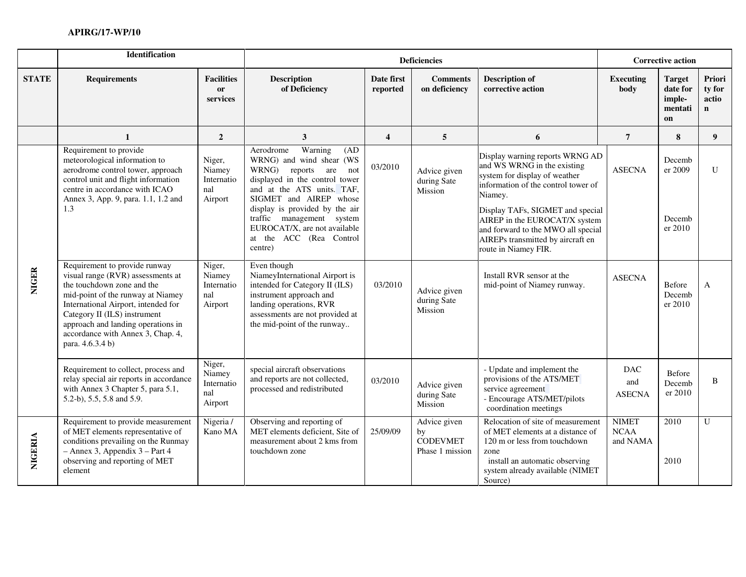| | Identification | | Deficiencies | | | Corrective action | | | |
|---|---|---|---|---|---|---|---|---|---|
| **STATE** | **Requirements** | **Facilities or services** | **Description of Deficiency** | **Date first reported** | **Comments on deficiency** | **Description of corrective action** | **Executing body** | **Target date for imple-mentation** | **Priority for action** |
| | **1** | **2** | **3** | **4** | **5** | **6** | **7** | **8** | **9** |
| **NIGER** | Requirement to provide meteorological information to aerodrome control tower, approach control unit and flight information centre in accordance with ICAO Annex 3, App. 9, para. 1.1, 1.2 and 1.3 | Niger, Niamey International Airport | Aerodrome Warning (AD WRNG) and wind shear (WS WRNG) reports are not displayed in the control tower and at the ATS units. TAF, SIGMET and AIREP whose display is provided by the air traffic management system EUROCAT/X, are not available at the ACC (Rea Control centre) | 03/2010 | Advice given during Sate Mission | Display warning reports WRNG AD and WS WRNG in the existing system for display of weather information of the control tower of Niamey.<br><br>Display TAFs, SIGMET and special AIREP in the EUROCAT/X system and forward to the MWO all special AIREPs transmitted by aircraft en route in Niamey FIR. | ASECNA | December 2009<br><br>December 2010 | U |
| **NIGER** | Requirement to provide runway visual range (RVR) assessments at the touchdown zone and the mid-point of the runway at Niamey International Airport, intended for Category II (ILS) instrument approach and landing operations in accordance with Annex 3, Chap. 4, para. 4.6.3.4 b) | Niger, Niamey International Airport | Even though NiameyInternational Airport is intended for Category II (ILS) instrument approach and landing operations, RVR assessments are not provided at the mid-point of the runway.. | 03/2010 | Advice given during Sate Mission | Install RVR sensor at the mid-point of Niamey runway. | ASECNA | Before December 2010 | A |
| **NIGER** | Requirement to collect, process and relay special air reports in accordance with Annex 3 Chapter 5, para 5.1, 5.2-b), 5.5, 5.8 and 5.9. | Niger, Niamey International Airport | special aircraft observations and reports are not collected, processed and redistributed | 03/2010 | Advice given during Sate Mission | - Update and implement the provisions of the ATS/MET service agreement<br>- Encourage ATS/MET/pilots coordination meetings | DAC and ASECNA | Before December 2010 | B |
| **NIGERIA** | Requirement to provide measurement of MET elements representative of conditions prevailing on the Runmay – Annex 3, Appendix 3 – Part 4 observing and reporting of MET element | Nigeria / Kano MA | Observing and reporting of MET elements deficient, Site of measurement about 2 kms from touchdown zone | 25/09/09 | Advice given by CODEVMET Phase 1 mission | Relocation of site of measurement of MET elements at a distance of 120 m or less from touchdown zone<br>install an automatic observing system already available (NIMET Source) | NIMET NCAA and NAMA | 2010<br><br>2010 | U |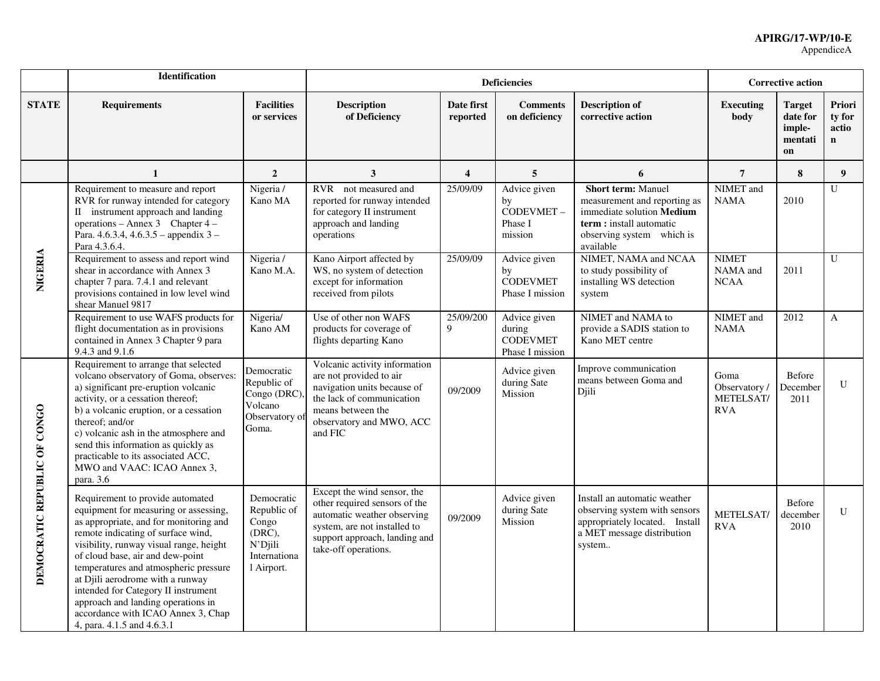| | Identification | | Deficiencies | | | | Corrective action | | |
|---|---|---|---|---|---|---|---|---|---|
| **STATE** | **Requirements** | **Facilities or services** | **Description of Deficiency** | **Date first reported** | **Comments on deficiency** | **Description of corrective action** | **Executing body** | **Target date for imple-mentation** | **Priority for action** |
| | **1** | **2** | **3** | **4** | **5** | **6** | **7** | **8** | **9** |
| **NIGERIA** | Requirement to measure and report RVR for runway intended for category II instrument approach and landing operations – Annex 3 Chapter 4 – Para. 4.6.3.4, 4.6.3.5 – appendix 3 – Para 4.3.6.4. | Nigeria / Kano MA | RVR not measured and reported for runway intended for category II instrument approach and landing operations | 25/09/09 | Advice given by CODEVMET – Phase I mission | **Short term:** Manuel measurement and reporting as immediate solution **Medium term :** install automatic observing system which is available | NIMET and NAMA | 2010 | U |
| | Requirement to assess and report wind shear in accordance with Annex 3 chapter 7 para. 7.4.1 and relevant provisions contained in low level wind shear Manuel 9817 | Nigeria / Kano M.A. | Kano Airport affected by WS, no system of detection except for information received from pilots | 25/09/09 | Advice given by CODEVMET Phase I mission | NIMET, NAMA and NCAA to study possibility of installing WS detection system | NIMET NAMA and NCAA | 2011 | U |
| | Requirement to use WAFS products for flight documentation as in provisions contained in Annex 3 Chapter 9 para 9.4.3 and 9.1.6 | Nigeria/ Kano AM | Use of other non WAFS products for coverage of flights departing Kano | 25/09/2009 | Advice given during CODEVMET Phase I mission | NIMET and NAMA to provide a SADIS station to Kano MET centre | NIMET and NAMA | 2012 | A |
| **DEMOCRATIC REPUBLIC OF CONGO** | Requirement to arrange that selected volcano observatory of Goma, observes:<br>a) significant pre-eruption volcanic activity, or a cessation thereof;<br>b) a volcanic eruption, or a cessation thereof; and/or<br>c) volcanic ash in the atmosphere and send this information as quickly as practicable to its associated ACC, MWO and VAAC: ICAO Annex 3, para. 3.6 | Democratic Republic of Congo (DRC), Volcano Observatory of Goma. | Volcanic activity information are not provided to air navigation units because of the lack of communication means between the observatory and MWO, ACC and FIC | 09/2009 | Advice given during Sate Mission | Improve communication means between Goma and Djili | Goma Observatory / METELSAT/ RVA | Before December 2011 | U |
| | Requirement to provide automated equipment for measuring or assessing, as appropriate, and for monitoring and remote indicating of surface wind, visibility, runway visual range, height of cloud base, air and dew-point temperatures and atmospheric pressure at Djili aerodrome with a runway intended for Category II instrument approach and landing operations in accordance with ICAO Annex 3, Chap 4, para. 4.1.5 and 4.6.3.1 | Democratic Republic of Congo (DRC), N'Djili International Airport. | Except the wind sensor, the other required sensors of the automatic weather observing system, are not installed to support approach, landing and take-off operations. | 09/2009 | Advice given during Sate Mission | Install an automatic weather observing system with sensors appropriately located. Install a MET message distribution system.. | METELSAT/ RVA | Before december 2010 | U |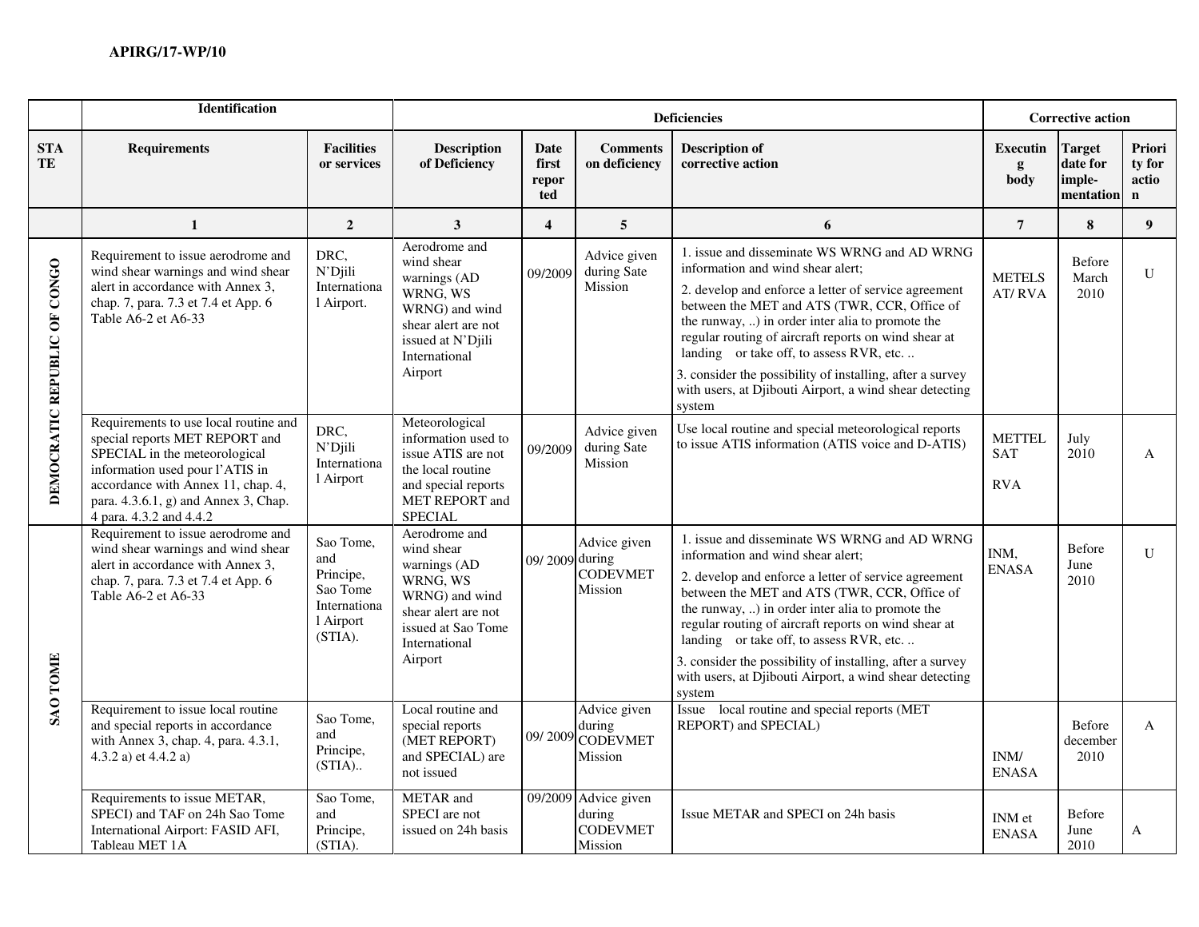| | Identification | | Deficiencies | | | | Corrective action | | |
|---|---|---|---|---|---|---|---|---|---|
| STATE | Requirements | Facilities or services | Description of Deficiency | Date first reported | Comments on deficiency | Description of corrective action | Executing body | Target date for implementation | Priority for action |
| | 1 | 2 | 3 | 4 | 5 | 6 | 7 | 8 | 9 |
| DEMOCRATIC REPUBLIC OF CONGO | Requirement to issue aerodrome and wind shear warnings and wind shear alert in accordance with Annex 3, chap. 7, para. 7.3 et 7.4 et App. 6 Table A6-2 et A6-33 | DRC, N'Djili International Airport. | Aerodrome and wind shear warnings (AD WRNG, WS WRNG) and wind shear alert are not issued at N'Djili International Airport | 09/2009 | Advice given during Sate Mission | 1. issue and disseminate WS WRNG and AD WRNG information and wind shear alert;<br>2. develop and enforce a letter of service agreement between the MET and ATS (TWR, CCR, Office of the runway, ..) in order inter alia to promote the regular routing of aircraft reports on wind shear at landing or take off, to assess RVR, etc. ..<br>3. consider the possibility of installing, after a survey with users, at Djibouti Airport, a wind shear detecting system | METELSAT/ RVA | Before March 2010 | U |
| | Requirements to use local routine and special reports MET REPORT and SPECIAL in the meteorological information used pour l'ATIS in accordance with Annex 11, chap. 4, para. 4.3.6.1, g) and Annex 3, Chap. 4 para. 4.3.2 and 4.4.2 | DRC, N'Djili International Airport | Meteorological information used to issue ATIS are not the local routine and special reports MET REPORT and SPECIAL | 09/2009 | Advice given during Sate Mission | Use local routine and special meteorological reports to issue ATIS information (ATIS voice and D-ATIS) | METTELSAT<br><br>RVA | July 2010 | A |
| SAO TOME | Requirement to issue aerodrome and wind shear warnings and wind shear alert in accordance with Annex 3, chap. 7, para. 7.3 et 7.4 et App. 6 Table A6-2 et A6-33 | Sao Tome, and Principe, Sao Tome International Airport (STIA). | Aerodrome and wind shear warnings (AD WRNG, WS WRNG) and wind shear alert are not issued at Sao Tome International Airport | 09/ 2009 | Advice given during CODEVMET Mission | 1. issue and disseminate WS WRNG and AD WRNG information and wind shear alert;<br>2. develop and enforce a letter of service agreement between the MET and ATS (TWR, CCR, Office of the runway, ..) in order inter alia to promote the regular routing of aircraft reports on wind shear at landing or take off, to assess RVR, etc. ..<br>3. consider the possibility of installing, after a survey with users, at Djibouti Airport, a wind shear detecting system | INM, ENASA | Before June 2010 | U |
| | Requirement to issue local routine and special reports in accordance with Annex 3, chap. 4, para. 4.3.1, 4.3.2 a) et 4.4.2 a) | Sao Tome, and Principe, (STIA).. | Local routine and special reports (MET REPORT) and SPECIAL) are not issued | 09/ 2009 | Advice given during CODEVMET Mission | Issue local routine and special reports (MET REPORT) and SPECIAL) | INM/ ENASA | Before december 2010 | A |
| | Requirements to issue METAR, SPECI) and TAF on 24h Sao Tome International Airport: FASID AFI, Tableau MET 1A | Sao Tome, and Principe, (STIA). | METAR and SPECI are not issued on 24h basis | 09/2009 | Advice given during CODEVMET Mission | Issue METAR and SPECI on 24h basis | INM et ENASA | Before June 2010 | A |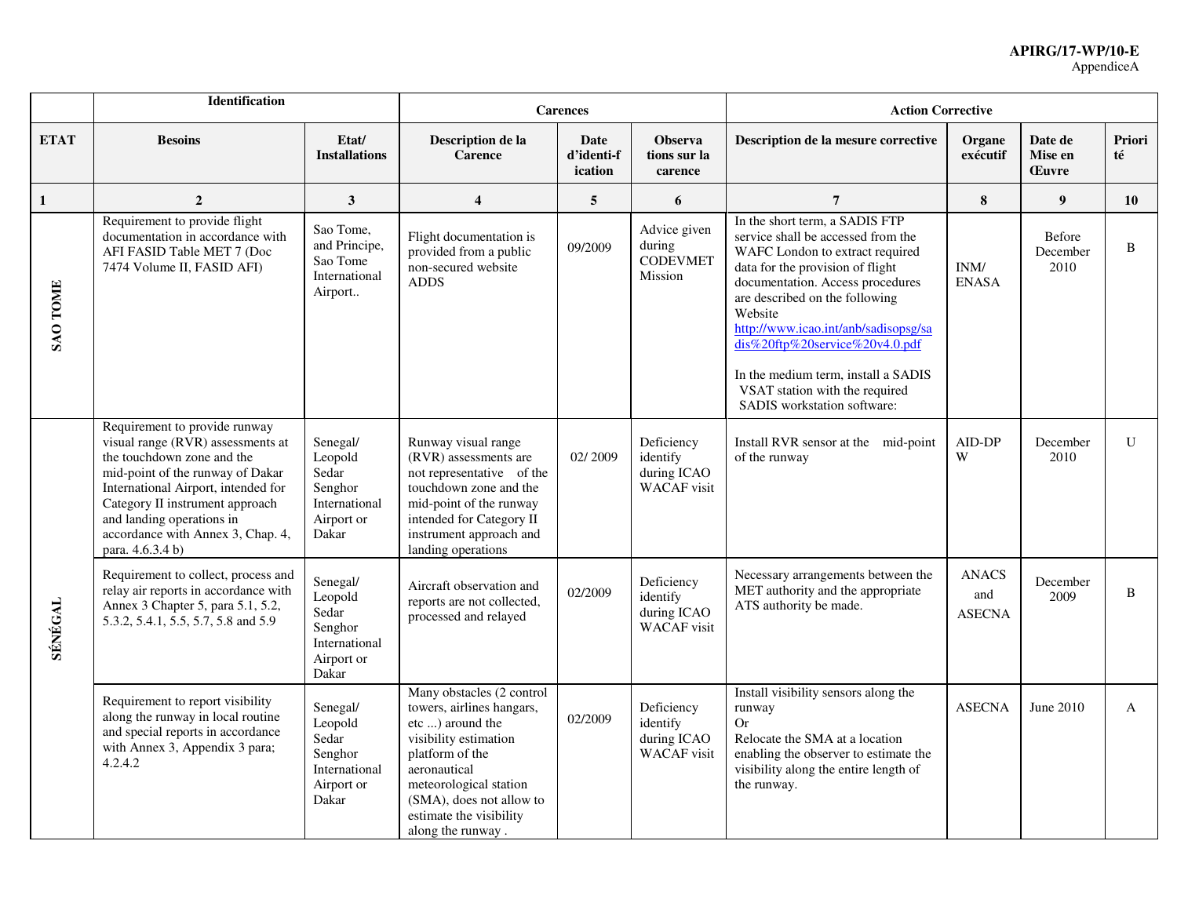| | Identification | | Carences | | | Action Corrective | | | |
|---|---|---|---|---|---|---|---|---|---|
| **ETAT** | **Besoins** | **Etat/ Installations** | **Description de la Carence** | **Date d'identi-fication** | **Observations sur la carence** | **Description de la mesure corrective** | **Organe exécutif** | **Date de Mise en Œuvre** | **Priorité** |
| **1** | **2** | **3** | **4** | **5** | **6** | **7** | **8** | **9** | **10** |
| **SAO TOME** | Requirement to provide flight documentation in accordance with AFI FASID Table MET 7 (Doc 7474 Volume II, FASID AFI) | Sao Tome, and Principe, Sao Tome International Airport.. | Flight documentation is provided from a public non-secured website ADDS | 09/2009 | Advice given during CODEVMET Mission | In the short term, a SADIS FTP service shall be accessed from the WAFC London to extract required data for the provision of flight documentation. Access procedures are described on the following Website http://www.icao.int/anb/sadisopsg/sadis%20ftp%20service%20v4.0.pdf<br><br>In the medium term, install a SADIS VSAT station with the required SADIS workstation software: | INM/ ENASA | Before December 2010 | B |
| **SÉNÉGAL** | Requirement to provide runway visual range (RVR) assessments at the touchdown zone and the mid-point of the runway of Dakar International Airport, intended for Category II instrument approach and landing operations in accordance with Annex 3, Chap. 4, para. 4.6.3.4 b) | Senegal/ Leopold Sedar Senghor International Airport or Dakar | Runway visual range (RVR) assessments are not representative of the touchdown zone and the mid-point of the runway intended for Category II instrument approach and landing operations | 02/ 2009 | Deficiency identify during ICAO WACAF visit | Install RVR sensor at the mid-point of the runway | AID-DPW | December 2010 | U |
| | Requirement to collect, process and relay air reports in accordance with Annex 3 Chapter 5, para 5.1, 5.2, 5.3.2, 5.4.1, 5.5, 5.7, 5.8 and 5.9 | Senegal/ Leopold Sedar Senghor International Airport or Dakar | Aircraft observation and reports are not collected, processed and relayed | 02/2009 | Deficiency identify during ICAO WACAF visit | Necessary arrangements between the MET authority and the appropriate ATS authority be made. | ANACS and ASECNA | December 2009 | B |
| | Requirement to report visibility along the runway in local routine and special reports in accordance with Annex 3, Appendix 3 para; 4.2.4.2 | Senegal/ Leopold Sedar Senghor International Airport or Dakar | Many obstacles (2 control towers, airlines hangars, etc ...) around the visibility estimation platform of the aeronautical meteorological station (SMA), does not allow to estimate the visibility along the runway . | 02/2009 | Deficiency identify during ICAO WACAF visit | Install visibility sensors along the runway<br>Or<br>Relocate the SMA at a location enabling the observer to estimate the visibility along the entire length of the runway. | ASECNA | June 2010 | A |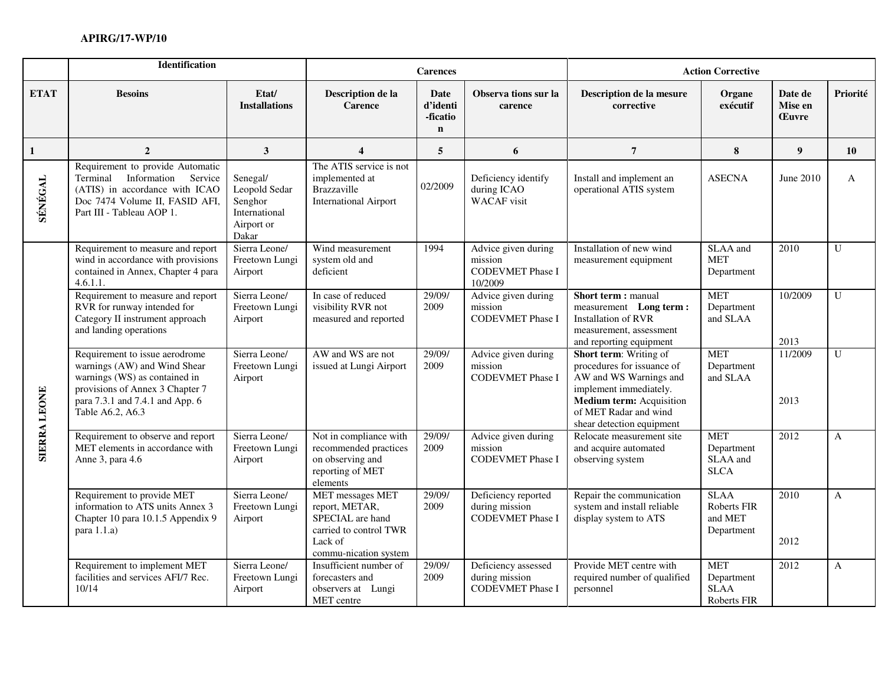| | Identification | | Carences | | | Action Corrective | | | |
|---|---|---|---|---|---|---|---|---|---|
| **ETAT** | **Besoins** | **Etat/ Installations** | **Description de la Carence** | **Date d'identi-fication** | **Observa tions sur la carence** | **Description de la mesure corrective** | **Organe exécutif** | **Date de Mise en Œuvre** | **Priorité** |
| **1** | **2** | **3** | **4** | **5** | **6** | **7** | **8** | **9** | **10** |
| **SÉNÉGAL** | Requirement to provide Automatic Terminal Information Service (ATIS) in accordance with ICAO Doc 7474 Volume II, FASID AFI, Part III - Tableau AOP 1. | Senegal/ Leopold Sedar Senghor International Airport or Dakar | The ATIS service is not implemented at Brazzaville International Airport | 02/2009 | Deficiency identify during ICAO WACAF visit | Install and implement an operational ATIS system | ASECNA | June 2010 | A |
| **SIERRA LEONE** | Requirement to measure and report wind in accordance with provisions contained in Annex, Chapter 4 para 4.6.1.1. | Sierra Leone/ Freetown Lungi Airport | Wind measurement system old and deficient | 1994 | Advice given during mission CODEVMET Phase I 10/2009 | Installation of new wind measurement equipment | SLAA and MET Department | 2010 | U |
| | Requirement to measure and report RVR for runway intended for Category II instrument approach and landing operations | Sierra Leone/ Freetown Lungi Airport | In case of reduced visibility RVR not measured and reported | 29/09/ 2009 | Advice given during mission CODEVMET Phase I | **Short term :** manual measurement **Long term :** Installation of RVR measurement, assessment and reporting equipment | MET Department and SLAA | 10/2009<br><br>2013 | U |
| | Requirement to issue aerodrome warnings (AW) and Wind Shear warnings (WS) as contained in provisions of Annex 3 Chapter 7 para 7.3.1 and 7.4.1 and App. 6 Table A6.2, A6.3 | Sierra Leone/ Freetown Lungi Airport | AW and WS are not issued at Lungi Airport | 29/09/ 2009 | Advice given during mission CODEVMET Phase I | **Short term**: Writing of procedures for issuance of AW and WS Warnings and implement immediately. **Medium term:** Acquisition of MET Radar and wind shear detection equipment | MET Department and SLAA | 11/2009<br><br>2013 | U |
| | Requirement to observe and report MET elements in accordance with Anne 3, para 4.6 | Sierra Leone/ Freetown Lungi Airport | Not in compliance with recommended practices on observing and reporting of MET elements | 29/09/ 2009 | Advice given during mission CODEVMET Phase I | Relocate measurement site and acquire automated observing system | MET Department SLAA and SLCA | 2012 | A |
| | Requirement to provide MET information to ATS units Annex 3 Chapter 10 para 10.1.5 Appendix 9 para 1.1.a) | Sierra Leone/ Freetown Lungi Airport | MET messages MET report, METAR, SPECIAL are hand carried to control TWR Lack of commu-nication system | 29/09/ 2009 | Deficiency reported during mission CODEVMET Phase I | Repair the communication system and install reliable display system to ATS | SLAA Roberts FIR and MET Department | 2010<br><br>2012 | A |
| | Requirement to implement MET facilities and services AFI/7 Rec. 10/14 | Sierra Leone/ Freetown Lungi Airport | Insufficient number of forecasters and observers at Lungi MET centre | 29/09/ 2009 | Deficiency assessed during mission CODEVMET Phase I | Provide MET centre with required number of qualified personnel | MET Department SLAA Roberts FIR | 2012 | A |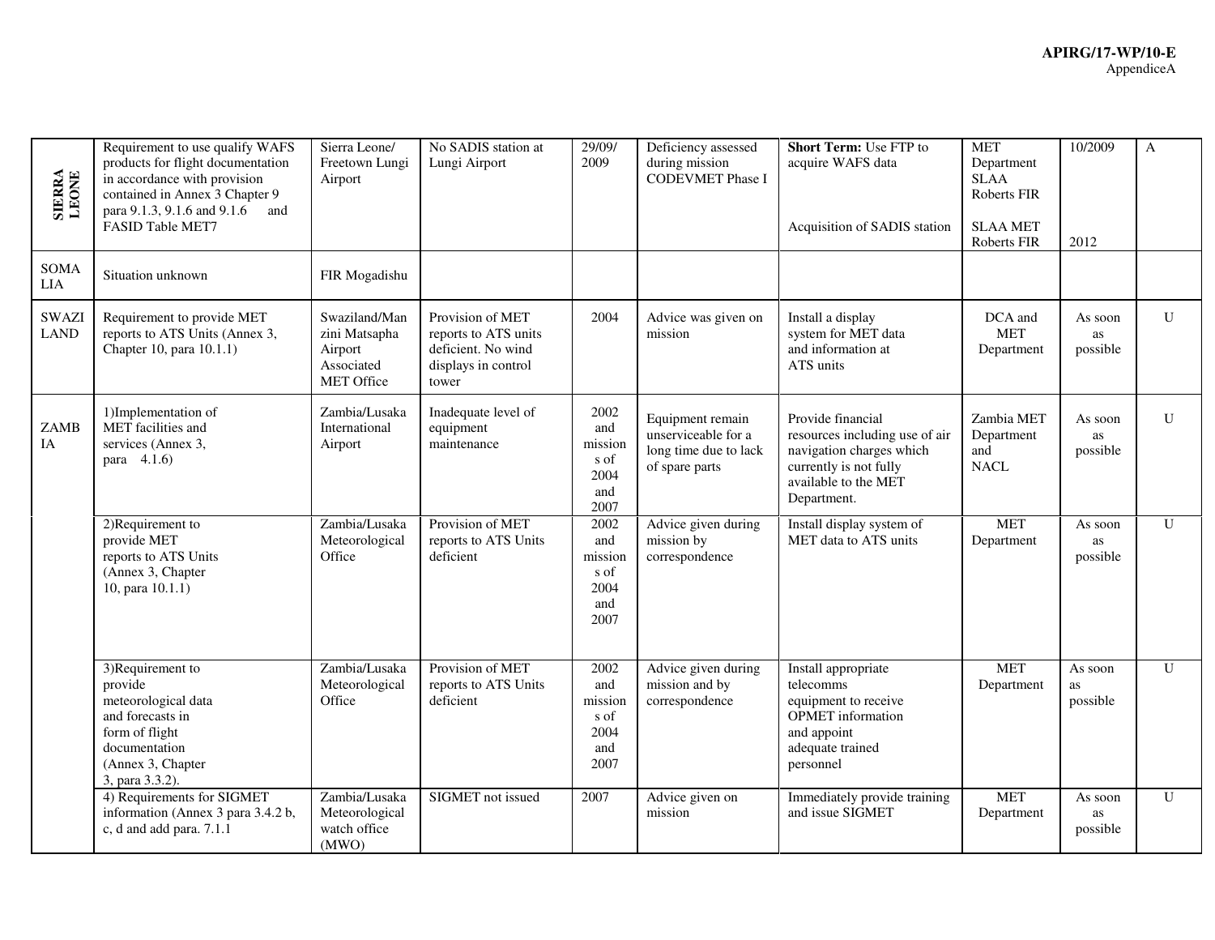| SIERRA LEONE | Requirement to use qualify WAFS products for flight documentation in accordance with provision contained in Annex 3 Chapter 9 para 9.1.3, 9.1.6 and 9.1.6 and FASID Table MET7 | Sierra Leone/ Freetown Lungi Airport | No SADIS station at Lungi Airport | 29/09/ 2009 | Deficiency assessed during mission CODEVMET Phase I | **Short Term:** Use FTP to acquire WAFS data<br><br>Acquisition of SADIS station | MET Department SLAA Roberts FIR<br><br>SLAA MET Roberts FIR | 10/2009<br><br>2012 | A |
|---|---|---|---|---|---|---|---|---|---|
| SOMALIA | Situation unknown | FIR Mogadishu | | | | | | | |
| SWAZILAND | Requirement to provide MET reports to ATS Units (Annex 3, Chapter 10, para 10.1.1) | Swaziland/Manzini Matsapha Airport Associated MET Office | Provision of MET reports to ATS units deficient. No wind displays in control tower | 2004 | Advice was given on mission | Install a display system for MET data and information at ATS units | DCA and MET Department | As soon as possible | U |
| ZAMBIA | 1)Implementation of MET facilities and services (Annex 3, para 4.1.6) | Zambia/Lusaka International Airport | Inadequate level of equipment maintenance | 2002 and missions of 2004 and 2007 | Equipment remain unserviceable for a long time due to lack of spare parts | Provide financial resources including use of air navigation charges which currently is not fully available to the MET Department. | Zambia MET Department and NACL | As soon as possible | U |
| | 2)Requirement to provide MET reports to ATS Units (Annex 3, Chapter 10, para 10.1.1) | Zambia/Lusaka Meteorological Office | Provision of MET reports to ATS Units deficient | 2002 and missions of 2004 and 2007 | Advice given during mission by correspondence | Install display system of MET data to ATS units | MET Department | As soon as possible | U |
| | 3)Requirement to provide meteorological data and forecasts in form of flight documentation (Annex 3, Chapter 3, para 3.3.2). | Zambia/Lusaka Meteorological Office | Provision of MET reports to ATS Units deficient | 2002 and missions of 2004 and 2007 | Advice given during mission and by correspondence | Install appropriate telecomms equipment to receive OPMET information and appoint adequate trained personnel | MET Department | As soon as possible | U |
| | 4) Requirements for SIGMET information (Annex 3 para 3.4.2 b, c, d and add para. 7.1.1 | Zambia/Lusaka Meteorological watch office (MWO) | SIGMET not issued | 2007 | Advice given on mission | Immediately provide training and issue SIGMET | MET Department | As soon as possible | U |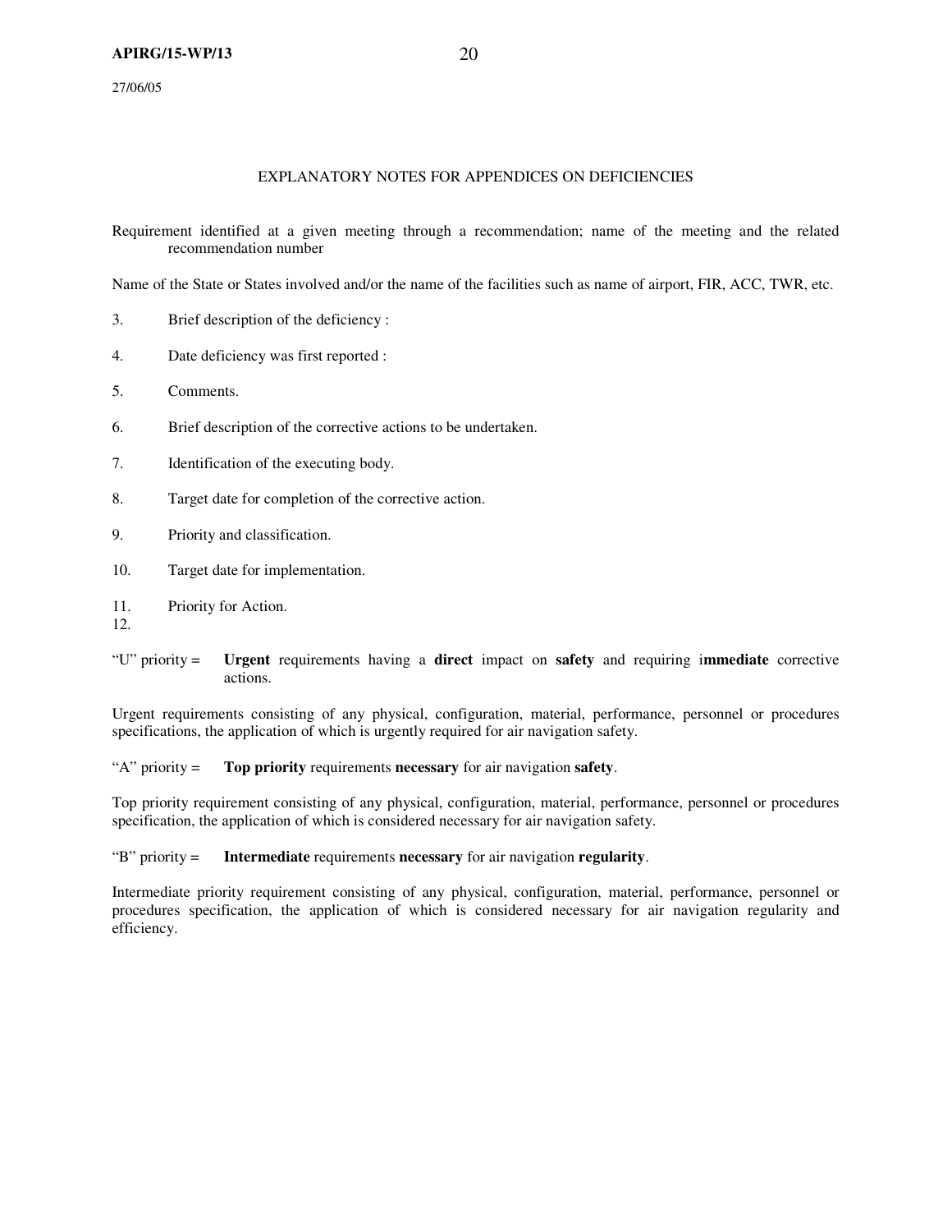## EXPLANATORY NOTES FOR APPENDICES ON DEFICIENCIES

Requirement identified at a given meeting through a recommendation; name of the meeting and the related recommendation number

Name of the State or States involved and/or the name of the facilities such as name of airport, FIR, ACC, TWR, etc.

3. Brief description of the deficiency :

4. Date deficiency was first reported :

5. Comments.

6. Brief description of the corrective actions to be undertaken.

7. Identification of the executing body.

8. Target date for completion of the corrective action.

9. Priority and classification.

10. Target date for implementation.

11. Priority for Action.

12.

"U" priority = **Urgent** requirements having a **direct** impact on **safety** and requiring i**mmediate** corrective actions.

Urgent requirements consisting of any physical, configuration, material, performance, personnel or procedures specifications, the application of which is urgently required for air navigation safety.

"A" priority = **Top priority** requirements **necessary** for air navigation **safety**.

Top priority requirement consisting of any physical, configuration, material, performance, personnel or procedures specification, the application of which is considered necessary for air navigation safety.

"B" priority = **Intermediate** requirements **necessary** for air navigation **regularity**.

Intermediate priority requirement consisting of any physical, configuration, material, performance, personnel or procedures specification, the application of which is considered necessary for air navigation regularity and efficiency.